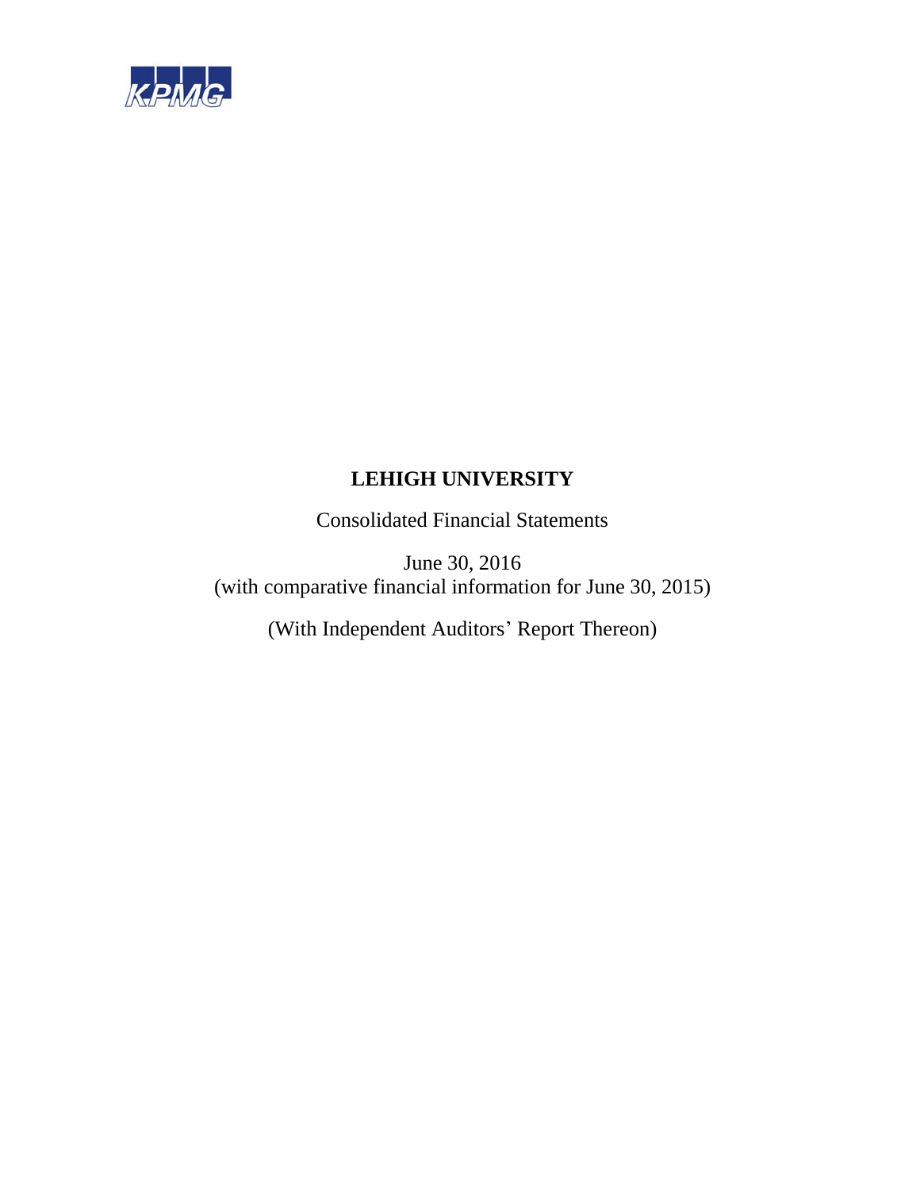KPMG

# LEHIGH UNIVERSITY

Consolidated Financial Statements

June 30, 2016
(with comparative financial information for June 30, 2015)

(With Independent Auditors' Report Thereon)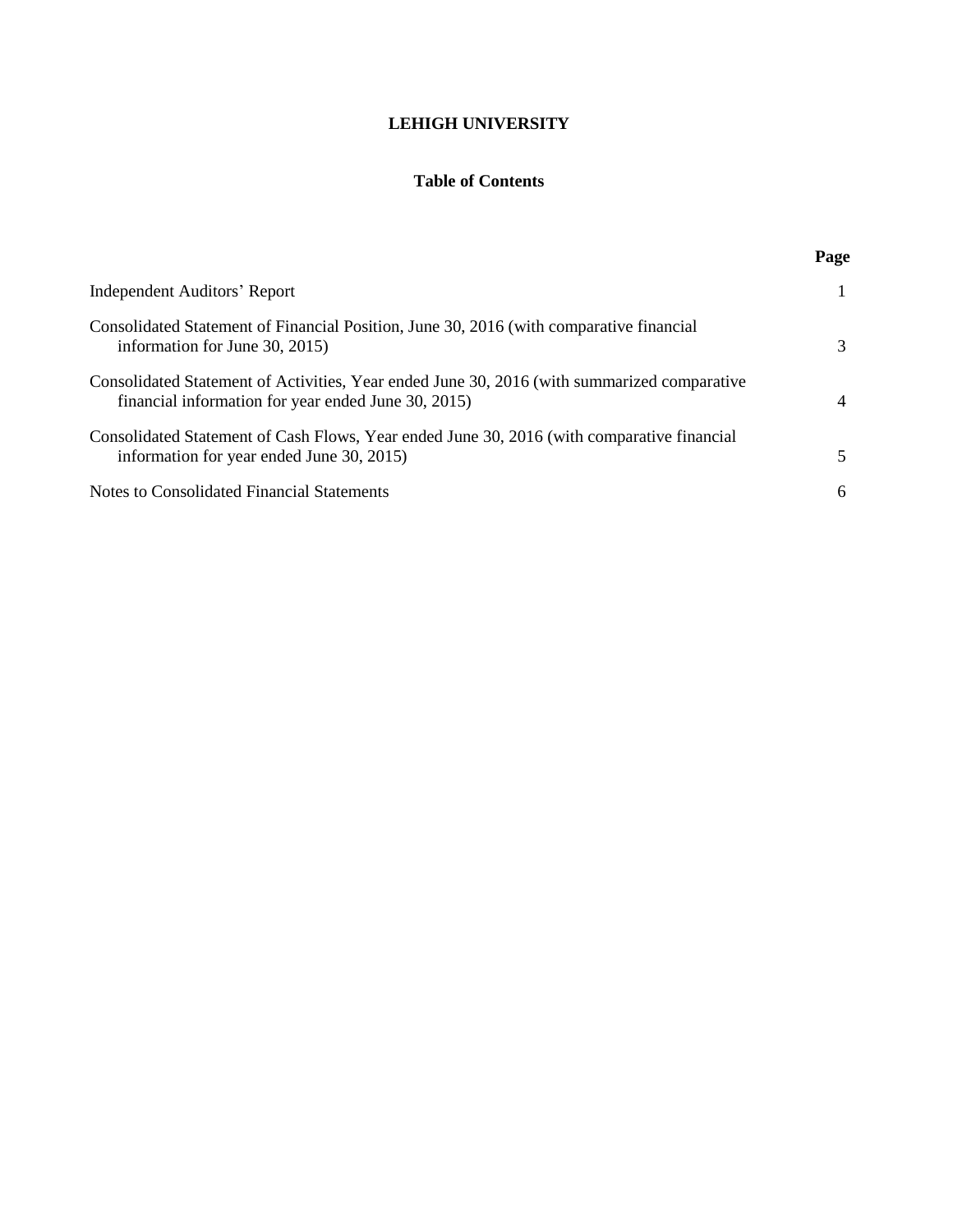# LEHIGH UNIVERSITY

## Table of Contents

| | Page |
|---|---|
| Independent Auditors' Report | 1 |
| Consolidated Statement of Financial Position, June 30, 2016 (with comparative financial information for June 30, 2015) | 3 |
| Consolidated Statement of Activities, Year ended June 30, 2016 (with summarized comparative financial information for year ended June 30, 2015) | 4 |
| Consolidated Statement of Cash Flows, Year ended June 30, 2016 (with comparative financial information for year ended June 30, 2015) | 5 |
| Notes to Consolidated Financial Statements | 6 |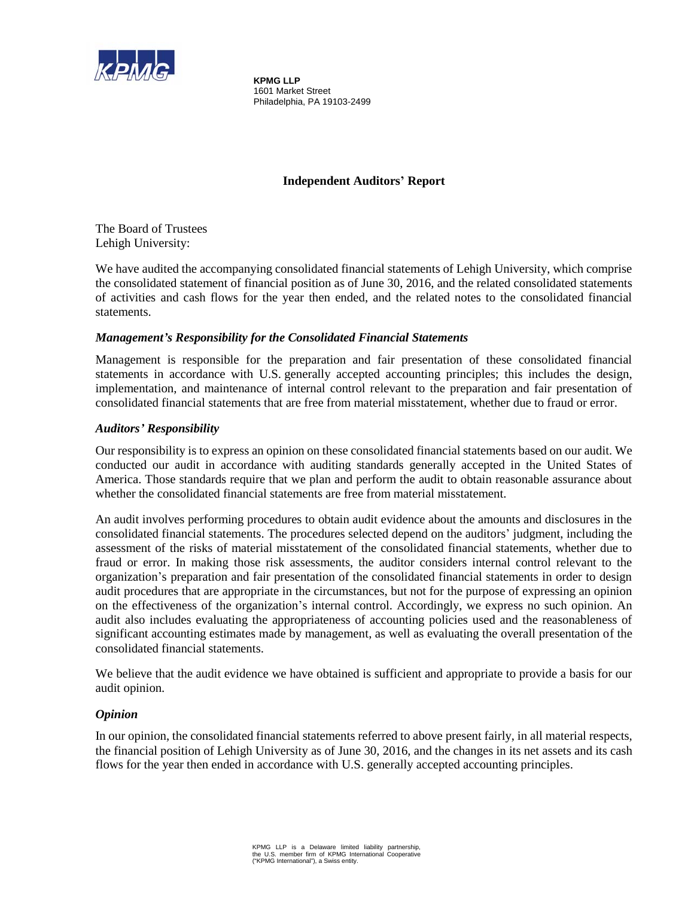**KPMG LLP**
1601 Market Street
Philadelphia, PA 19103-2499

## Independent Auditors' Report

The Board of Trustees
Lehigh University:

We have audited the accompanying consolidated financial statements of Lehigh University, which comprise the consolidated statement of financial position as of June 30, 2016, and the related consolidated statements of activities and cash flows for the year then ended, and the related notes to the consolidated financial statements.

### *Management's Responsibility for the Consolidated Financial Statements*

Management is responsible for the preparation and fair presentation of these consolidated financial statements in accordance with U.S. generally accepted accounting principles; this includes the design, implementation, and maintenance of internal control relevant to the preparation and fair presentation of consolidated financial statements that are free from material misstatement, whether due to fraud or error.

### *Auditors' Responsibility*

Our responsibility is to express an opinion on these consolidated financial statements based on our audit. We conducted our audit in accordance with auditing standards generally accepted in the United States of America. Those standards require that we plan and perform the audit to obtain reasonable assurance about whether the consolidated financial statements are free from material misstatement.

An audit involves performing procedures to obtain audit evidence about the amounts and disclosures in the consolidated financial statements. The procedures selected depend on the auditors' judgment, including the assessment of the risks of material misstatement of the consolidated financial statements, whether due to fraud or error. In making those risk assessments, the auditor considers internal control relevant to the organization's preparation and fair presentation of the consolidated financial statements in order to design audit procedures that are appropriate in the circumstances, but not for the purpose of expressing an opinion on the effectiveness of the organization's internal control. Accordingly, we express no such opinion. An audit also includes evaluating the appropriateness of accounting policies used and the reasonableness of significant accounting estimates made by management, as well as evaluating the overall presentation of the consolidated financial statements.

We believe that the audit evidence we have obtained is sufficient and appropriate to provide a basis for our audit opinion.

### *Opinion*

In our opinion, the consolidated financial statements referred to above present fairly, in all material respects, the financial position of Lehigh University as of June 30, 2016, and the changes in its net assets and its cash flows for the year then ended in accordance with U.S. generally accepted accounting principles.

KPMG LLP is a Delaware limited liability partnership, the U.S. member firm of KPMG International Cooperative ("KPMG International"), a Swiss entity.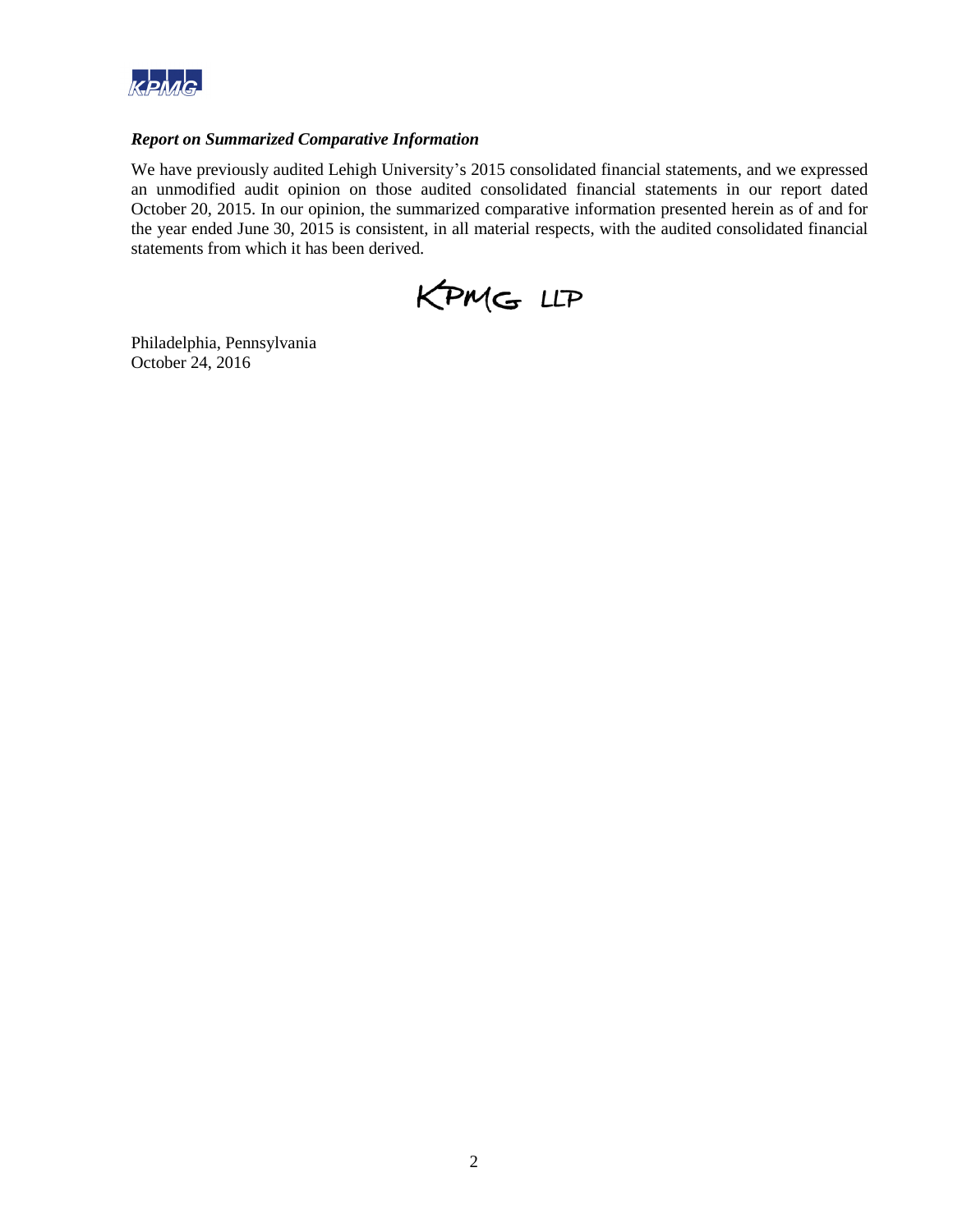### *Report on Summarized Comparative Information*

We have previously audited Lehigh University's 2015 consolidated financial statements, and we expressed an unmodified audit opinion on those audited consolidated financial statements in our report dated October 20, 2015. In our opinion, the summarized comparative information presented herein as of and for the year ended June 30, 2015 is consistent, in all material respects, with the audited consolidated financial statements from which it has been derived.

KPMG LLP

Philadelphia, Pennsylvania
October 24, 2016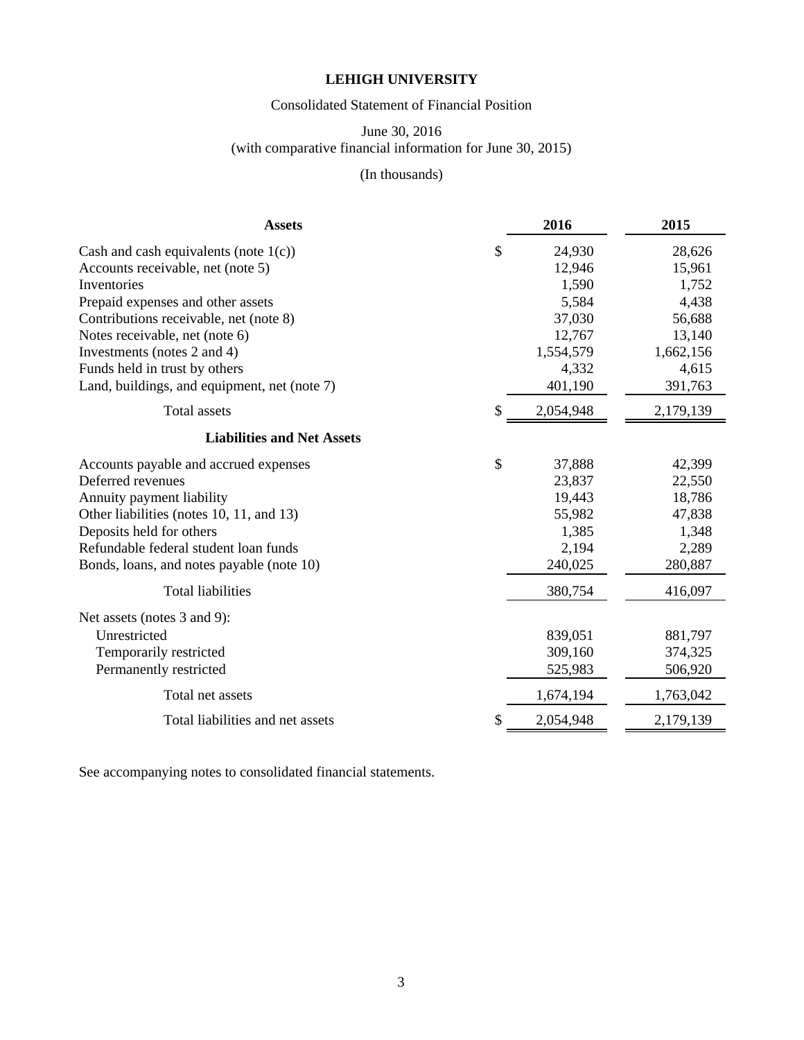# LEHIGH UNIVERSITY

Consolidated Statement of Financial Position

June 30, 2016
(with comparative financial information for June 30, 2015)

(In thousands)

| **Assets** | | **2016** | **2015** |
|---|---|---|---|
| Cash and cash equivalents (note 1(c)) | $ | 24,930 | 28,626 |
| Accounts receivable, net (note 5) | | 12,946 | 15,961 |
| Inventories | | 1,590 | 1,752 |
| Prepaid expenses and other assets | | 5,584 | 4,438 |
| Contributions receivable, net (note 8) | | 37,030 | 56,688 |
| Notes receivable, net (note 6) | | 12,767 | 13,140 |
| Investments (notes 2 and 4) | | 1,554,579 | 1,662,156 |
| Funds held in trust by others | | 4,332 | 4,615 |
| Land, buildings, and equipment, net (note 7) | | 401,190 | 391,763 |
| Total assets | $ | 2,054,948 | 2,179,139 |
| **Liabilities and Net Assets** | | | |
| Accounts payable and accrued expenses | $ | 37,888 | 42,399 |
| Deferred revenues | | 23,837 | 22,550 |
| Annuity payment liability | | 19,443 | 18,786 |
| Other liabilities (notes 10, 11, and 13) | | 55,982 | 47,838 |
| Deposits held for others | | 1,385 | 1,348 |
| Refundable federal student loan funds | | 2,194 | 2,289 |
| Bonds, loans, and notes payable (note 10) | | 240,025 | 280,887 |
| Total liabilities | | 380,754 | 416,097 |
| Net assets (notes 3 and 9): | | | |
| Unrestricted | | 839,051 | 881,797 |
| Temporarily restricted | | 309,160 | 374,325 |
| Permanently restricted | | 525,983 | 506,920 |
| Total net assets | | 1,674,194 | 1,763,042 |
| Total liabilities and net assets | $ | 2,054,948 | 2,179,139 |

See accompanying notes to consolidated financial statements.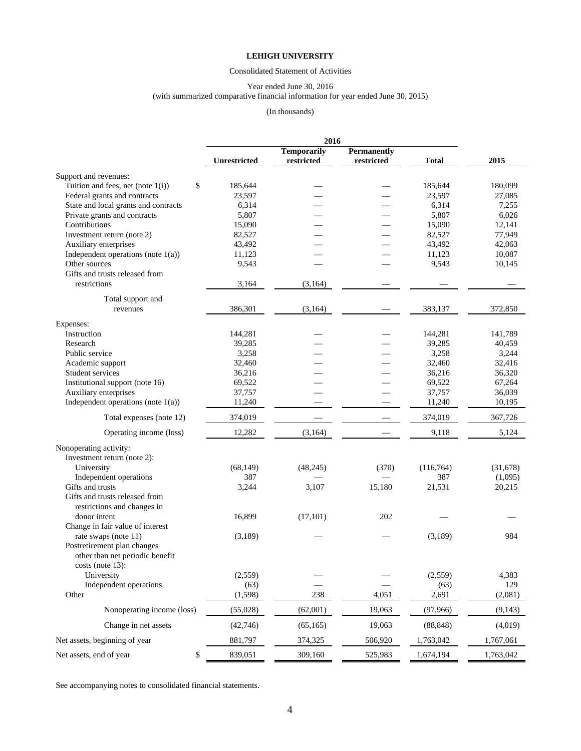**LEHIGH UNIVERSITY**

Consolidated Statement of Activities

Year ended June 30, 2016
(with summarized comparative financial information for year ended June 30, 2015)

(In thousands)

| | 2016 | | | | |
|---|---|---|---|---|---|
| | Unrestricted | Temporarily restricted | Permanently restricted | Total | 2015 |
| Support and revenues: | | | | | |
| Tuition and fees, net (note 1(i)) | $ 185,644 | — | — | 185,644 | 180,099 |
| Federal grants and contracts | 23,597 | — | — | 23,597 | 27,085 |
| State and local grants and contracts | 6,314 | — | — | 6,314 | 7,255 |
| Private grants and contracts | 5,807 | — | — | 5,807 | 6,026 |
| Contributions | 15,090 | — | — | 15,090 | 12,141 |
| Investment return (note 2) | 82,527 | — | — | 82,527 | 77,949 |
| Auxiliary enterprises | 43,492 | — | — | 43,492 | 42,063 |
| Independent operations (note 1(a)) | 11,123 | — | — | 11,123 | 10,087 |
| Other sources | 9,543 | — | — | 9,543 | 10,145 |
| Gifts and trusts released from restrictions | 3,164 | (3,164) | — | — | — |
| Total support and revenues | 386,301 | (3,164) | — | 383,137 | 372,850 |
| Expenses: | | | | | |
| Instruction | 144,281 | — | — | 144,281 | 141,789 |
| Research | 39,285 | — | — | 39,285 | 40,459 |
| Public service | 3,258 | — | — | 3,258 | 3,244 |
| Academic support | 32,460 | — | — | 32,460 | 32,416 |
| Student services | 36,216 | — | — | 36,216 | 36,320 |
| Institutional support (note 16) | 69,522 | — | — | 69,522 | 67,264 |
| Auxiliary enterprises | 37,757 | — | — | 37,757 | 36,039 |
| Independent operations (note 1(a)) | 11,240 | — | — | 11,240 | 10,195 |
| Total expenses (note 12) | 374,019 | — | — | 374,019 | 367,726 |
| Operating income (loss) | 12,282 | (3,164) | — | 9,118 | 5,124 |
| Nonoperating activity: | | | | | |
| Investment return (note 2): | | | | | |
| University | (68,149) | (48,245) | (370) | (116,764) | (31,678) |
| Independent operations | 387 | — | — | 387 | (1,095) |
| Gifts and trusts | 3,244 | 3,107 | 15,180 | 21,531 | 20,215 |
| Gifts and trusts released from restrictions and changes in donor intent | 16,899 | (17,101) | 202 | — | — |
| Change in fair value of interest rate swaps (note 11) | (3,189) | — | — | (3,189) | 984 |
| Postretirement plan changes other than net periodic benefit costs (note 13): | | | | | |
| University | (2,559) | — | — | (2,559) | 4,383 |
| Independent operations | (63) | — | — | (63) | 129 |
| Other | (1,598) | 238 | 4,051 | 2,691 | (2,081) |
| Nonoperating income (loss) | (55,028) | (62,001) | 19,063 | (97,966) | (9,143) |
| Change in net assets | (42,746) | (65,165) | 19,063 | (88,848) | (4,019) |
| Net assets, beginning of year | 881,797 | 374,325 | 506,920 | 1,763,042 | 1,767,061 |
| Net assets, end of year | $ 839,051 | 309,160 | 525,983 | 1,674,194 | 1,763,042 |

See accompanying notes to consolidated financial statements.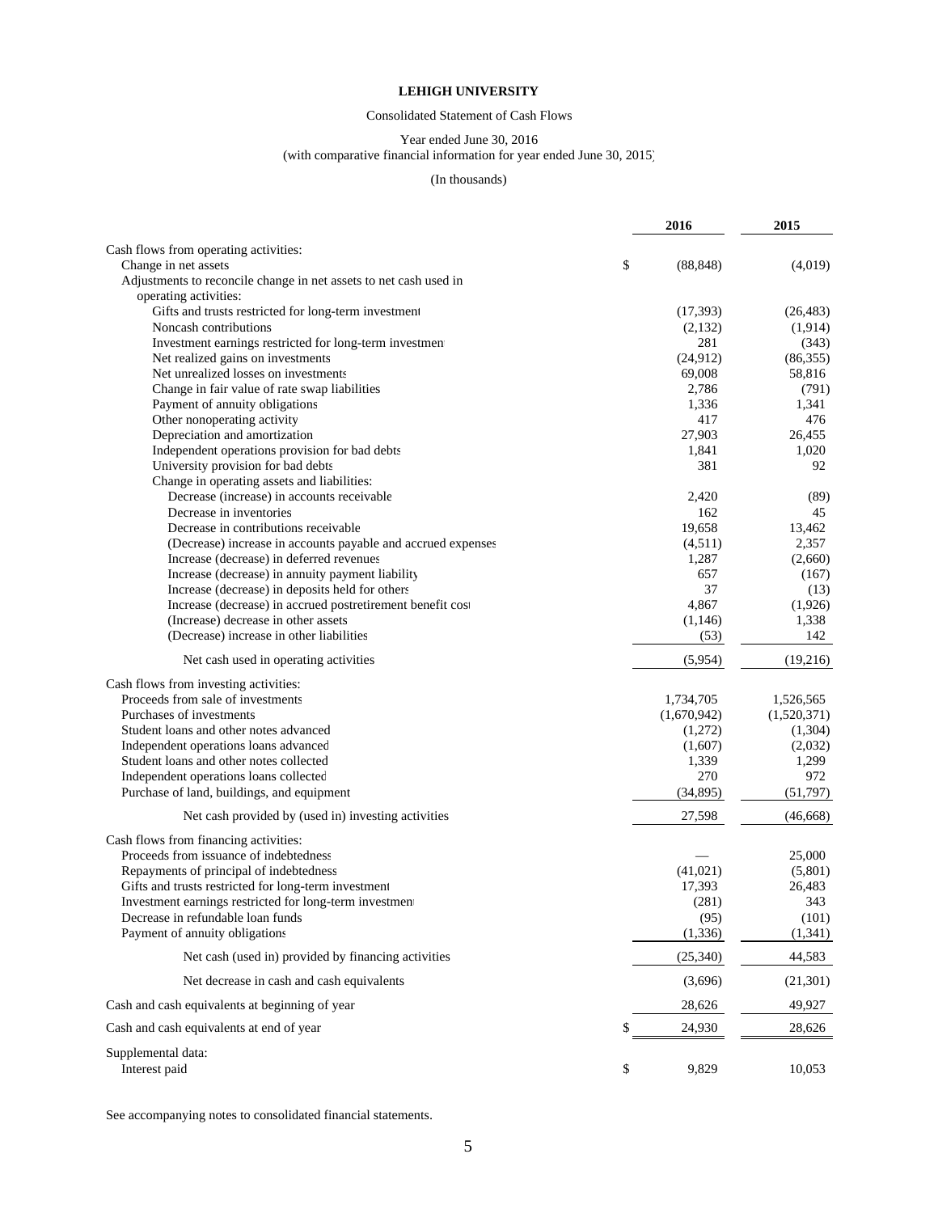**LEHIGH UNIVERSITY**

Consolidated Statement of Cash Flows

Year ended June 30, 2016
(with comparative financial information for year ended June 30, 2015)

(In thousands)

| | 2016 | 2015 |
|---|---|---|
| Cash flows from operating activities: | | |
| Change in net assets | $ (88,848) | (4,019) |
| Adjustments to reconcile change in net assets to net cash used in operating activities: | | |
| Gifts and trusts restricted for long-term investment | (17,393) | (26,483) |
| Noncash contributions | (2,132) | (1,914) |
| Investment earnings restricted for long-term investment | 281 | (343) |
| Net realized gains on investments | (24,912) | (86,355) |
| Net unrealized losses on investments | 69,008 | 58,816 |
| Change in fair value of rate swap liabilities | 2,786 | (791) |
| Payment of annuity obligations | 1,336 | 1,341 |
| Other nonoperating activity | 417 | 476 |
| Depreciation and amortization | 27,903 | 26,455 |
| Independent operations provision for bad debts | 1,841 | 1,020 |
| University provision for bad debts | 381 | 92 |
| Change in operating assets and liabilities: | | |
| Decrease (increase) in accounts receivable | 2,420 | (89) |
| Decrease in inventories | 162 | 45 |
| Decrease in contributions receivable | 19,658 | 13,462 |
| (Decrease) increase in accounts payable and accrued expenses | (4,511) | 2,357 |
| Increase (decrease) in deferred revenues | 1,287 | (2,660) |
| Increase (decrease) in annuity payment liability | 657 | (167) |
| Increase (decrease) in deposits held for others | 37 | (13) |
| Increase (decrease) in accrued postretirement benefit cost | 4,867 | (1,926) |
| (Increase) decrease in other assets | (1,146) | 1,338 |
| (Decrease) increase in other liabilities | (53) | 142 |
| Net cash used in operating activities | (5,954) | (19,216) |
| Cash flows from investing activities: | | |
| Proceeds from sale of investments | 1,734,705 | 1,526,565 |
| Purchases of investments | (1,670,942) | (1,520,371) |
| Student loans and other notes advanced | (1,272) | (1,304) |
| Independent operations loans advanced | (1,607) | (2,032) |
| Student loans and other notes collected | 1,339 | 1,299 |
| Independent operations loans collected | 270 | 972 |
| Purchase of land, buildings, and equipment | (34,895) | (51,797) |
| Net cash provided by (used in) investing activities | 27,598 | (46,668) |
| Cash flows from financing activities: | | |
| Proceeds from issuance of indebtedness | — | 25,000 |
| Repayments of principal of indebtedness | (41,021) | (5,801) |
| Gifts and trusts restricted for long-term investment | 17,393 | 26,483 |
| Investment earnings restricted for long-term investment | (281) | 343 |
| Decrease in refundable loan funds | (95) | (101) |
| Payment of annuity obligations | (1,336) | (1,341) |
| Net cash (used in) provided by financing activities | (25,340) | 44,583 |
| Net decrease in cash and cash equivalents | (3,696) | (21,301) |
| Cash and cash equivalents at beginning of year | 28,626 | 49,927 |
| Cash and cash equivalents at end of year | $ 24,930 | 28,626 |
| Supplemental data: | | |
| Interest paid | $ 9,829 | 10,053 |

See accompanying notes to consolidated financial statements.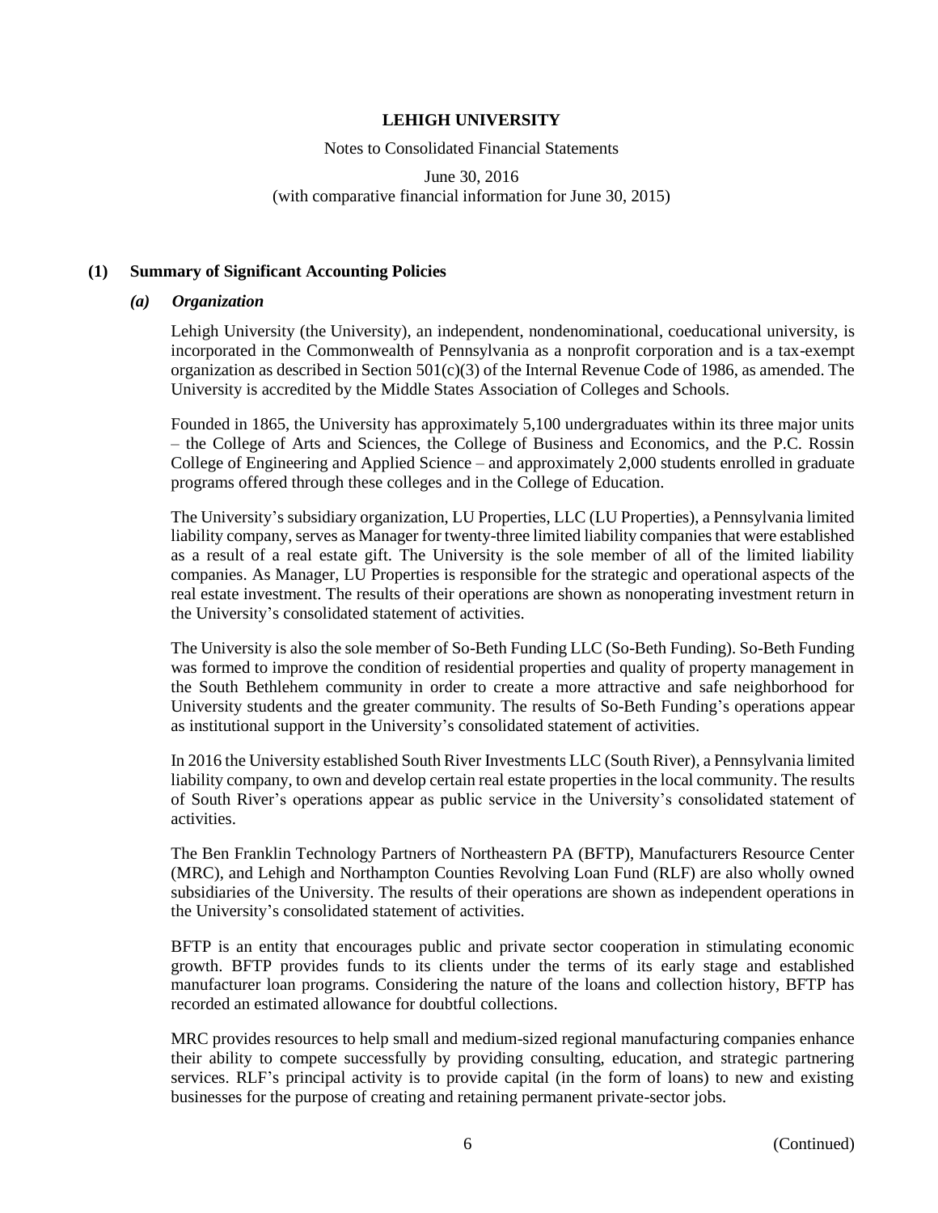**LEHIGH UNIVERSITY**

Notes to Consolidated Financial Statements

June 30, 2016
(with comparative financial information for June 30, 2015)

## (1) Summary of Significant Accounting Policies

### *(a) Organization*

Lehigh University (the University), an independent, nondenominational, coeducational university, is incorporated in the Commonwealth of Pennsylvania as a nonprofit corporation and is a tax-exempt organization as described in Section 501(c)(3) of the Internal Revenue Code of 1986, as amended. The University is accredited by the Middle States Association of Colleges and Schools.

Founded in 1865, the University has approximately 5,100 undergraduates within its three major units – the College of Arts and Sciences, the College of Business and Economics, and the P.C. Rossin College of Engineering and Applied Science – and approximately 2,000 students enrolled in graduate programs offered through these colleges and in the College of Education.

The University's subsidiary organization, LU Properties, LLC (LU Properties), a Pennsylvania limited liability company, serves as Manager for twenty-three limited liability companies that were established as a result of a real estate gift. The University is the sole member of all of the limited liability companies. As Manager, LU Properties is responsible for the strategic and operational aspects of the real estate investment. The results of their operations are shown as nonoperating investment return in the University's consolidated statement of activities.

The University is also the sole member of So-Beth Funding LLC (So-Beth Funding). So-Beth Funding was formed to improve the condition of residential properties and quality of property management in the South Bethlehem community in order to create a more attractive and safe neighborhood for University students and the greater community. The results of So-Beth Funding's operations appear as institutional support in the University's consolidated statement of activities.

In 2016 the University established South River Investments LLC (South River), a Pennsylvania limited liability company, to own and develop certain real estate properties in the local community. The results of South River's operations appear as public service in the University's consolidated statement of activities.

The Ben Franklin Technology Partners of Northeastern PA (BFTP), Manufacturers Resource Center (MRC), and Lehigh and Northampton Counties Revolving Loan Fund (RLF) are also wholly owned subsidiaries of the University. The results of their operations are shown as independent operations in the University's consolidated statement of activities.

BFTP is an entity that encourages public and private sector cooperation in stimulating economic growth. BFTP provides funds to its clients under the terms of its early stage and established manufacturer loan programs. Considering the nature of the loans and collection history, BFTP has recorded an estimated allowance for doubtful collections.

MRC provides resources to help small and medium-sized regional manufacturing companies enhance their ability to compete successfully by providing consulting, education, and strategic partnering services. RLF's principal activity is to provide capital (in the form of loans) to new and existing businesses for the purpose of creating and retaining permanent private-sector jobs.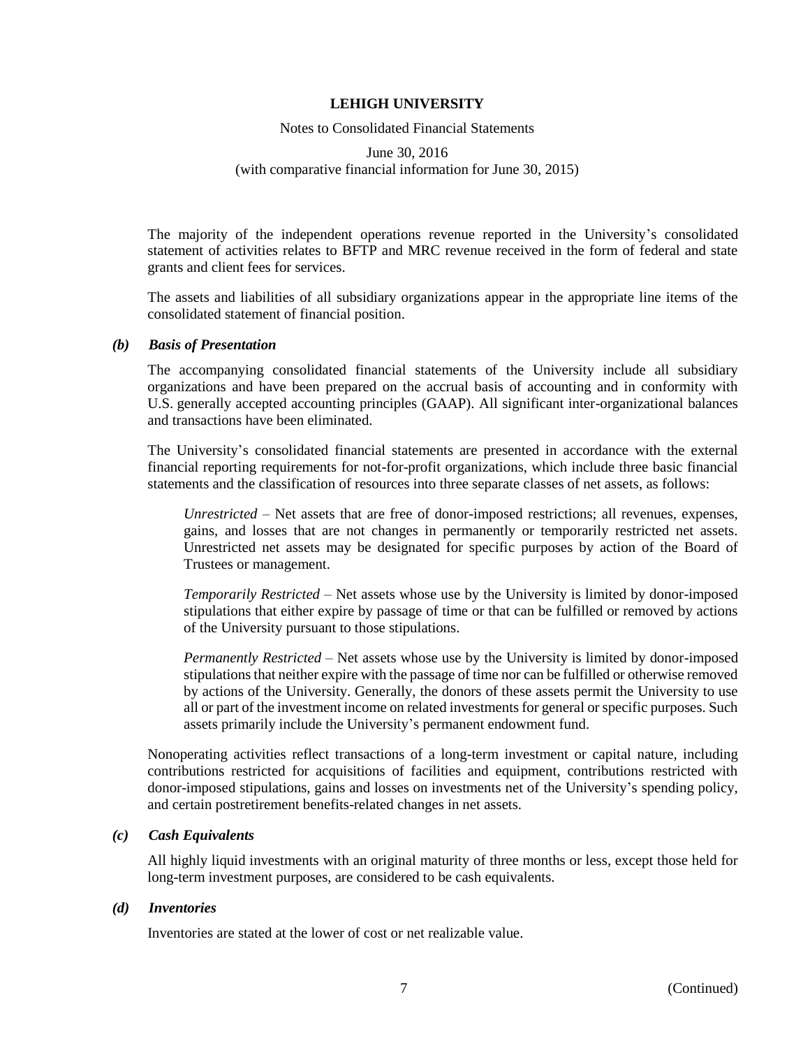The majority of the independent operations revenue reported in the University's consolidated statement of activities relates to BFTP and MRC revenue received in the form of federal and state grants and client fees for services.

The assets and liabilities of all subsidiary organizations appear in the appropriate line items of the consolidated statement of financial position.

### *(b) Basis of Presentation*

The accompanying consolidated financial statements of the University include all subsidiary organizations and have been prepared on the accrual basis of accounting and in conformity with U.S. generally accepted accounting principles (GAAP). All significant inter-organizational balances and transactions have been eliminated.

The University's consolidated financial statements are presented in accordance with the external financial reporting requirements for not-for-profit organizations, which include three basic financial statements and the classification of resources into three separate classes of net assets, as follows:

*Unrestricted* – Net assets that are free of donor-imposed restrictions; all revenues, expenses, gains, and losses that are not changes in permanently or temporarily restricted net assets. Unrestricted net assets may be designated for specific purposes by action of the Board of Trustees or management.

*Temporarily Restricted* – Net assets whose use by the University is limited by donor-imposed stipulations that either expire by passage of time or that can be fulfilled or removed by actions of the University pursuant to those stipulations.

*Permanently Restricted* – Net assets whose use by the University is limited by donor-imposed stipulations that neither expire with the passage of time nor can be fulfilled or otherwise removed by actions of the University. Generally, the donors of these assets permit the University to use all or part of the investment income on related investments for general or specific purposes. Such assets primarily include the University's permanent endowment fund.

Nonoperating activities reflect transactions of a long-term investment or capital nature, including contributions restricted for acquisitions of facilities and equipment, contributions restricted with donor-imposed stipulations, gains and losses on investments net of the University's spending policy, and certain postretirement benefits-related changes in net assets.

### *(c) Cash Equivalents*

All highly liquid investments with an original maturity of three months or less, except those held for long-term investment purposes, are considered to be cash equivalents.

### *(d) Inventories*

Inventories are stated at the lower of cost or net realizable value.

(Continued)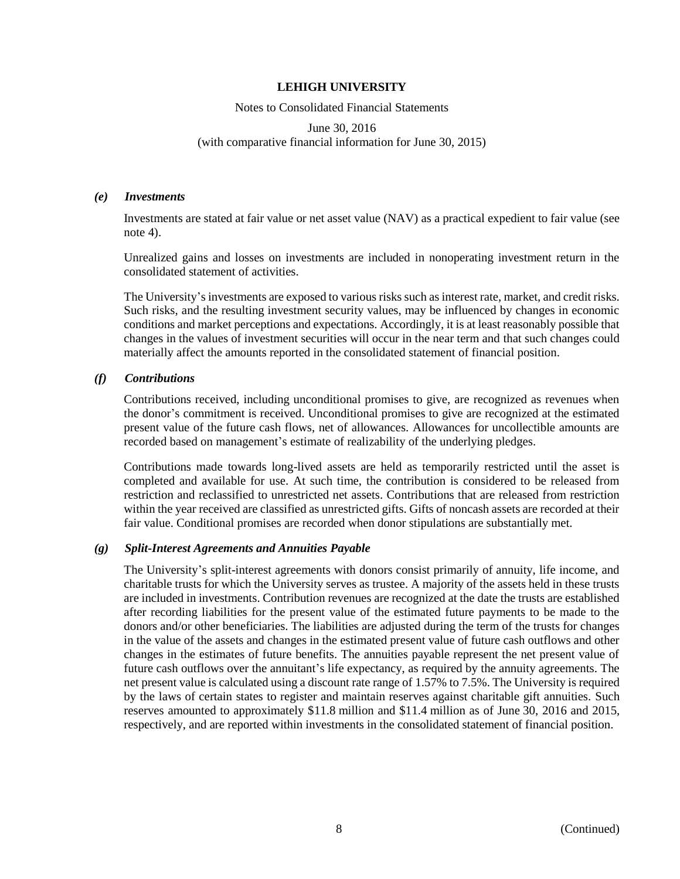### *(e) Investments*

Investments are stated at fair value or net asset value (NAV) as a practical expedient to fair value (see note 4).

Unrealized gains and losses on investments are included in nonoperating investment return in the consolidated statement of activities.

The University's investments are exposed to various risks such as interest rate, market, and credit risks. Such risks, and the resulting investment security values, may be influenced by changes in economic conditions and market perceptions and expectations. Accordingly, it is at least reasonably possible that changes in the values of investment securities will occur in the near term and that such changes could materially affect the amounts reported in the consolidated statement of financial position.

### *(f) Contributions*

Contributions received, including unconditional promises to give, are recognized as revenues when the donor's commitment is received. Unconditional promises to give are recognized at the estimated present value of the future cash flows, net of allowances. Allowances for uncollectible amounts are recorded based on management's estimate of realizability of the underlying pledges.

Contributions made towards long-lived assets are held as temporarily restricted until the asset is completed and available for use. At such time, the contribution is considered to be released from restriction and reclassified to unrestricted net assets. Contributions that are released from restriction within the year received are classified as unrestricted gifts. Gifts of noncash assets are recorded at their fair value. Conditional promises are recorded when donor stipulations are substantially met.

### *(g) Split-Interest Agreements and Annuities Payable*

The University's split-interest agreements with donors consist primarily of annuity, life income, and charitable trusts for which the University serves as trustee. A majority of the assets held in these trusts are included in investments. Contribution revenues are recognized at the date the trusts are established after recording liabilities for the present value of the estimated future payments to be made to the donors and/or other beneficiaries. The liabilities are adjusted during the term of the trusts for changes in the value of the assets and changes in the estimated present value of future cash outflows and other changes in the estimates of future benefits. The annuities payable represent the net present value of future cash outflows over the annuitant's life expectancy, as required by the annuity agreements. The net present value is calculated using a discount rate range of 1.57% to 7.5%. The University is required by the laws of certain states to register and maintain reserves against charitable gift annuities. Such reserves amounted to approximately $11.8 million and $11.4 million as of June 30, 2016 and 2015, respectively, and are reported within investments in the consolidated statement of financial position.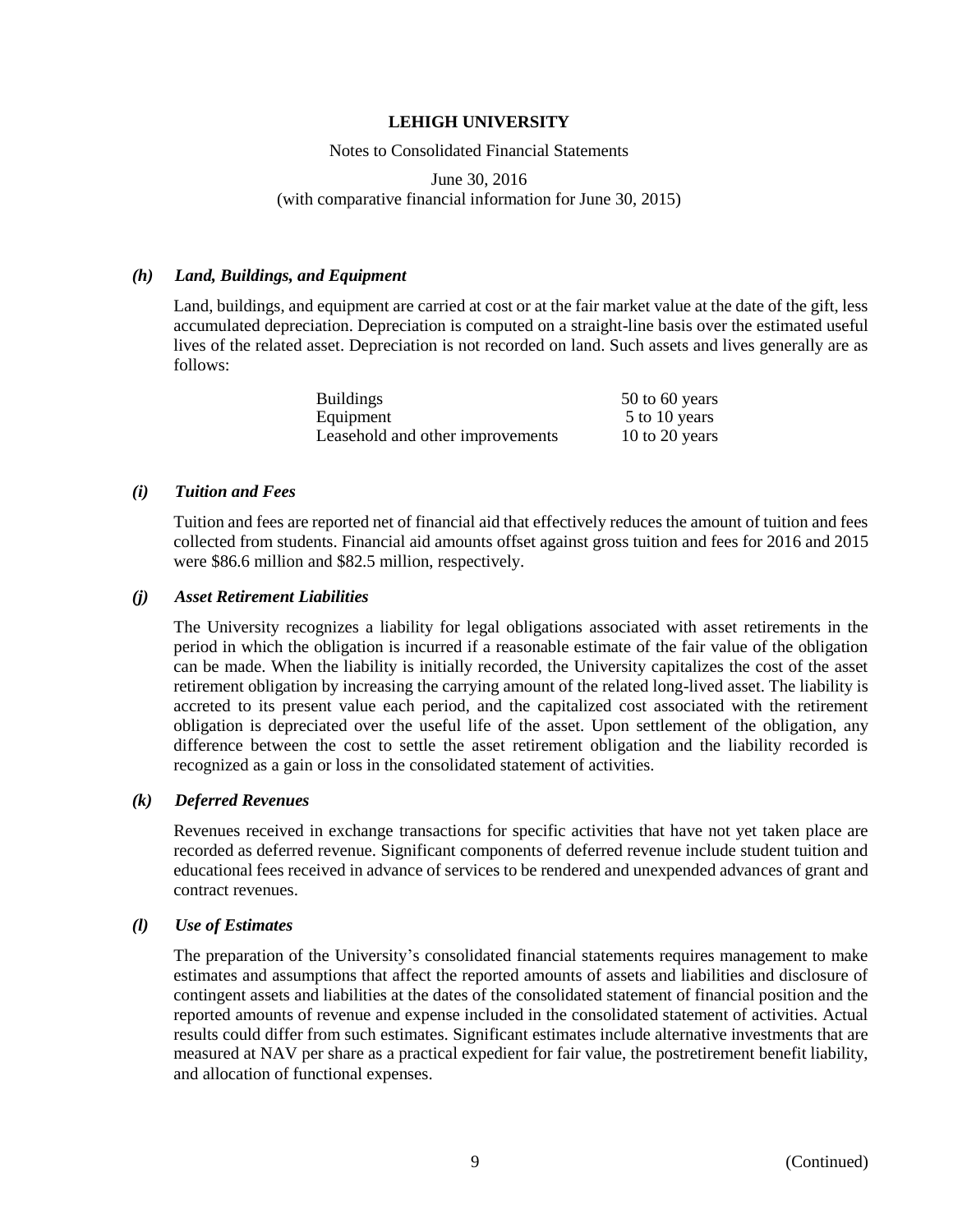### *(h) Land, Buildings, and Equipment*

Land, buildings, and equipment are carried at cost or at the fair market value at the date of the gift, less accumulated depreciation. Depreciation is computed on a straight-line basis over the estimated useful lives of the related asset. Depreciation is not recorded on land. Such assets and lives generally are as follows:

| | |
|---|---|
| Buildings | 50 to 60 years |
| Equipment | 5 to 10 years |
| Leasehold and other improvements | 10 to 20 years |

### *(i) Tuition and Fees*

Tuition and fees are reported net of financial aid that effectively reduces the amount of tuition and fees collected from students. Financial aid amounts offset against gross tuition and fees for 2016 and 2015 were \$86.6 million and \$82.5 million, respectively.

### *(j) Asset Retirement Liabilities*

The University recognizes a liability for legal obligations associated with asset retirements in the period in which the obligation is incurred if a reasonable estimate of the fair value of the obligation can be made. When the liability is initially recorded, the University capitalizes the cost of the asset retirement obligation by increasing the carrying amount of the related long-lived asset. The liability is accreted to its present value each period, and the capitalized cost associated with the retirement obligation is depreciated over the useful life of the asset. Upon settlement of the obligation, any difference between the cost to settle the asset retirement obligation and the liability recorded is recognized as a gain or loss in the consolidated statement of activities.

### *(k) Deferred Revenues*

Revenues received in exchange transactions for specific activities that have not yet taken place are recorded as deferred revenue. Significant components of deferred revenue include student tuition and educational fees received in advance of services to be rendered and unexpended advances of grant and contract revenues.

### *(l) Use of Estimates*

The preparation of the University's consolidated financial statements requires management to make estimates and assumptions that affect the reported amounts of assets and liabilities and disclosure of contingent assets and liabilities at the dates of the consolidated statement of financial position and the reported amounts of revenue and expense included in the consolidated statement of activities. Actual results could differ from such estimates. Significant estimates include alternative investments that are measured at NAV per share as a practical expedient for fair value, the postretirement benefit liability, and allocation of functional expenses.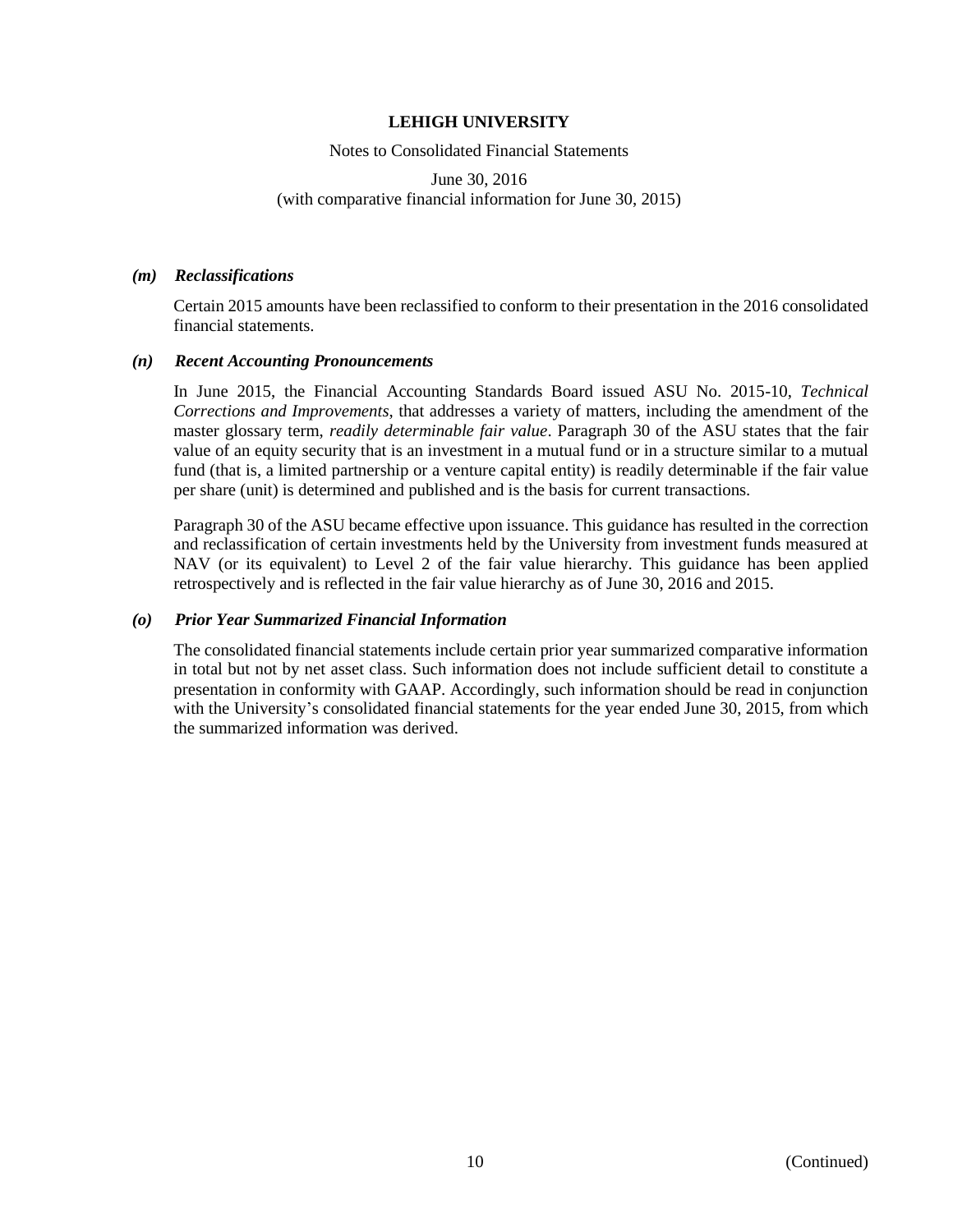#### *(m) Reclassifications*

Certain 2015 amounts have been reclassified to conform to their presentation in the 2016 consolidated financial statements.

#### *(n) Recent Accounting Pronouncements*

In June 2015, the Financial Accounting Standards Board issued ASU No. 2015-10, *Technical Corrections and Improvements*, that addresses a variety of matters, including the amendment of the master glossary term, *readily determinable fair value*. Paragraph 30 of the ASU states that the fair value of an equity security that is an investment in a mutual fund or in a structure similar to a mutual fund (that is, a limited partnership or a venture capital entity) is readily determinable if the fair value per share (unit) is determined and published and is the basis for current transactions.

Paragraph 30 of the ASU became effective upon issuance. This guidance has resulted in the correction and reclassification of certain investments held by the University from investment funds measured at NAV (or its equivalent) to Level 2 of the fair value hierarchy. This guidance has been applied retrospectively and is reflected in the fair value hierarchy as of June 30, 2016 and 2015.

#### *(o) Prior Year Summarized Financial Information*

The consolidated financial statements include certain prior year summarized comparative information in total but not by net asset class. Such information does not include sufficient detail to constitute a presentation in conformity with GAAP. Accordingly, such information should be read in conjunction with the University's consolidated financial statements for the year ended June 30, 2015, from which the summarized information was derived.

(Continued)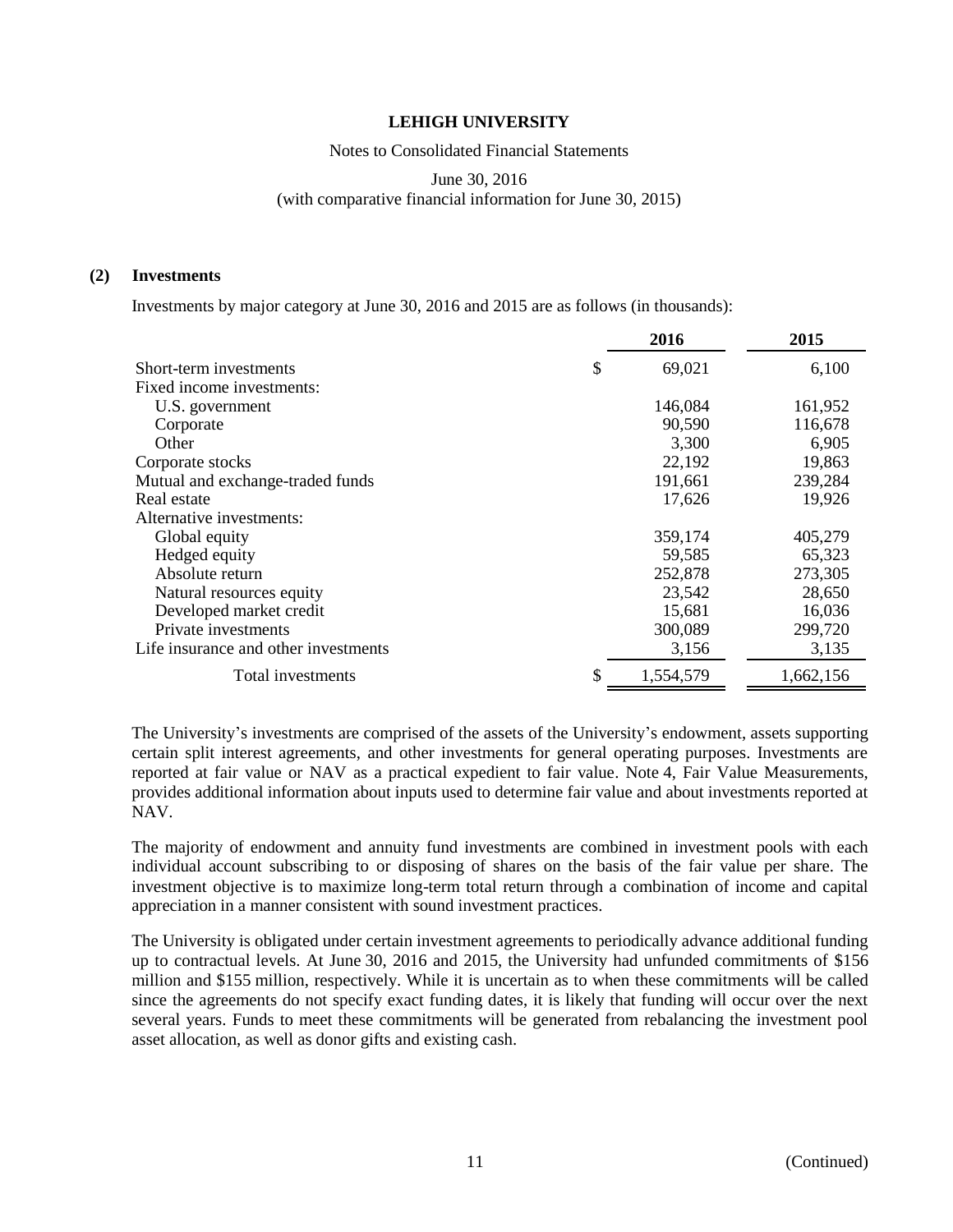### (2) Investments

Investments by major category at June 30, 2016 and 2015 are as follows (in thousands):

| | 2016 | 2015 |
|---|---|---|
| Short-term investments | $ 69,021 | 6,100 |
| Fixed income investments: | | |
| U.S. government | 146,084 | 161,952 |
| Corporate | 90,590 | 116,678 |
| Other | 3,300 | 6,905 |
| Corporate stocks | 22,192 | 19,863 |
| Mutual and exchange-traded funds | 191,661 | 239,284 |
| Real estate | 17,626 | 19,926 |
| Alternative investments: | | |
| Global equity | 359,174 | 405,279 |
| Hedged equity | 59,585 | 65,323 |
| Absolute return | 252,878 | 273,305 |
| Natural resources equity | 23,542 | 28,650 |
| Developed market credit | 15,681 | 16,036 |
| Private investments | 300,089 | 299,720 |
| Life insurance and other investments | 3,156 | 3,135 |
| Total investments | $ 1,554,579 | 1,662,156 |

The University's investments are comprised of the assets of the University's endowment, assets supporting certain split interest agreements, and other investments for general operating purposes. Investments are reported at fair value or NAV as a practical expedient to fair value. Note 4, Fair Value Measurements, provides additional information about inputs used to determine fair value and about investments reported at NAV.

The majority of endowment and annuity fund investments are combined in investment pools with each individual account subscribing to or disposing of shares on the basis of the fair value per share. The investment objective is to maximize long-term total return through a combination of income and capital appreciation in a manner consistent with sound investment practices.

The University is obligated under certain investment agreements to periodically advance additional funding up to contractual levels. At June 30, 2016 and 2015, the University had unfunded commitments of $156 million and $155 million, respectively. While it is uncertain as to when these commitments will be called since the agreements do not specify exact funding dates, it is likely that funding will occur over the next several years. Funds to meet these commitments will be generated from rebalancing the investment pool asset allocation, as well as donor gifts and existing cash.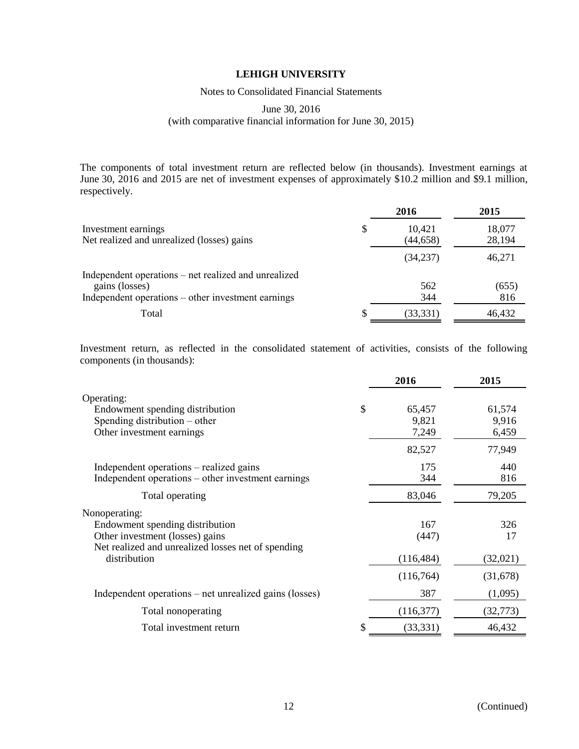The components of total investment return are reflected below (in thousands). Investment earnings at June 30, 2016 and 2015 are net of investment expenses of approximately $10.2 million and $9.1 million, respectively.

| | 2016 | 2015 |
|---|---|---|
| Investment earnings | $ 10,421 | 18,077 |
| Net realized and unrealized (losses) gains | (44,658) | 28,194 |
| | (34,237) | 46,271 |
| Independent operations – net realized and unrealized gains (losses) | 562 | (655) |
| Independent operations – other investment earnings | 344 | 816 |
| Total | $ (33,331) | 46,432 |

Investment return, as reflected in the consolidated statement of activities, consists of the following components (in thousands):

| | 2016 | 2015 |
|---|---|---|
| Operating: | | |
| Endowment spending distribution | $ 65,457 | 61,574 |
| Spending distribution – other | 9,821 | 9,916 |
| Other investment earnings | 7,249 | 6,459 |
| | 82,527 | 77,949 |
| Independent operations – realized gains | 175 | 440 |
| Independent operations – other investment earnings | 344 | 816 |
| Total operating | 83,046 | 79,205 |
| Nonoperating: | | |
| Endowment spending distribution | 167 | 326 |
| Other investment (losses) gains | (447) | 17 |
| Net realized and unrealized losses net of spending distribution | (116,484) | (32,021) |
| | (116,764) | (31,678) |
| Independent operations – net unrealized gains (losses) | 387 | (1,095) |
| Total nonoperating | (116,377) | (32,773) |
| Total investment return | $ (33,331) | 46,432 |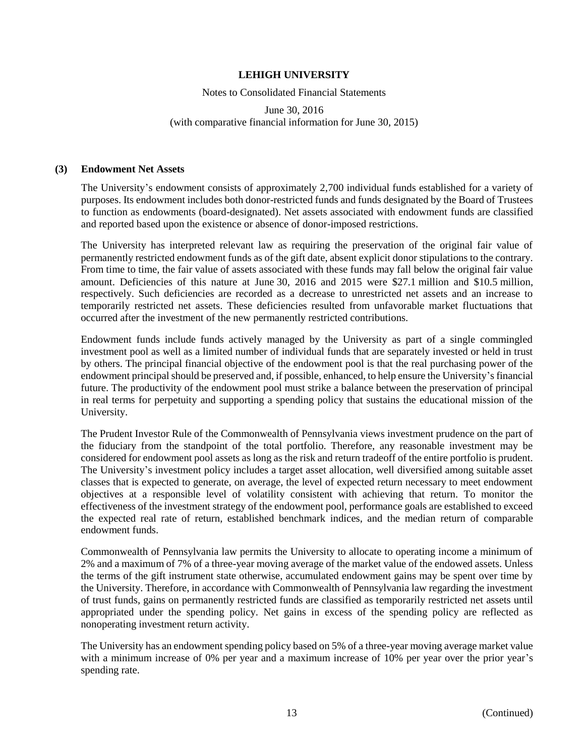### (3) Endowment Net Assets

The University's endowment consists of approximately 2,700 individual funds established for a variety of purposes. Its endowment includes both donor-restricted funds and funds designated by the Board of Trustees to function as endowments (board-designated). Net assets associated with endowment funds are classified and reported based upon the existence or absence of donor-imposed restrictions.

The University has interpreted relevant law as requiring the preservation of the original fair value of permanently restricted endowment funds as of the gift date, absent explicit donor stipulations to the contrary. From time to time, the fair value of assets associated with these funds may fall below the original fair value amount. Deficiencies of this nature at June 30, 2016 and 2015 were $27.1 million and $10.5 million, respectively. Such deficiencies are recorded as a decrease to unrestricted net assets and an increase to temporarily restricted net assets. These deficiencies resulted from unfavorable market fluctuations that occurred after the investment of the new permanently restricted contributions.

Endowment funds include funds actively managed by the University as part of a single commingled investment pool as well as a limited number of individual funds that are separately invested or held in trust by others. The principal financial objective of the endowment pool is that the real purchasing power of the endowment principal should be preserved and, if possible, enhanced, to help ensure the University's financial future. The productivity of the endowment pool must strike a balance between the preservation of principal in real terms for perpetuity and supporting a spending policy that sustains the educational mission of the University.

The Prudent Investor Rule of the Commonwealth of Pennsylvania views investment prudence on the part of the fiduciary from the standpoint of the total portfolio. Therefore, any reasonable investment may be considered for endowment pool assets as long as the risk and return tradeoff of the entire portfolio is prudent. The University's investment policy includes a target asset allocation, well diversified among suitable asset classes that is expected to generate, on average, the level of expected return necessary to meet endowment objectives at a responsible level of volatility consistent with achieving that return. To monitor the effectiveness of the investment strategy of the endowment pool, performance goals are established to exceed the expected real rate of return, established benchmark indices, and the median return of comparable endowment funds.

Commonwealth of Pennsylvania law permits the University to allocate to operating income a minimum of 2% and a maximum of 7% of a three-year moving average of the market value of the endowed assets. Unless the terms of the gift instrument state otherwise, accumulated endowment gains may be spent over time by the University. Therefore, in accordance with Commonwealth of Pennsylvania law regarding the investment of trust funds, gains on permanently restricted funds are classified as temporarily restricted net assets until appropriated under the spending policy. Net gains in excess of the spending policy are reflected as nonoperating investment return activity.

The University has an endowment spending policy based on 5% of a three-year moving average market value with a minimum increase of 0% per year and a maximum increase of 10% per year over the prior year's spending rate.

(Continued)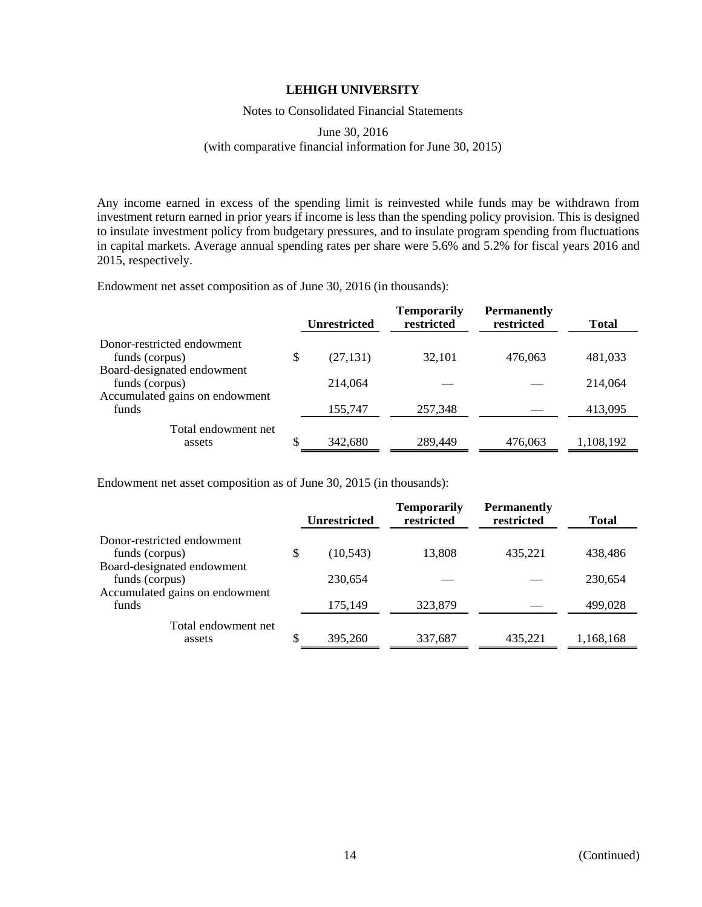Any income earned in excess of the spending limit is reinvested while funds may be withdrawn from investment return earned in prior years if income is less than the spending policy provision. This is designed to insulate investment policy from budgetary pressures, and to insulate program spending from fluctuations in capital markets. Average annual spending rates per share were 5.6% and 5.2% for fiscal years 2016 and 2015, respectively.

Endowment net asset composition as of June 30, 2016 (in thousands):

| | Unrestricted | Temporarily restricted | Permanently restricted | Total |
|---|---|---|---|---|
| Donor-restricted endowment funds (corpus) | $ (27,131) | 32,101 | 476,063 | 481,033 |
| Board-designated endowment funds (corpus) | 214,064 | — | — | 214,064 |
| Accumulated gains on endowment funds | 155,747 | 257,348 | — | 413,095 |
| Total endowment net assets | $ 342,680 | 289,449 | 476,063 | 1,108,192 |

Endowment net asset composition as of June 30, 2015 (in thousands):

| | Unrestricted | Temporarily restricted | Permanently restricted | Total |
|---|---|---|---|---|
| Donor-restricted endowment funds (corpus) | $ (10,543) | 13,808 | 435,221 | 438,486 |
| Board-designated endowment funds (corpus) | 230,654 | — | — | 230,654 |
| Accumulated gains on endowment funds | 175,149 | 323,879 | — | 499,028 |
| Total endowment net assets | $ 395,260 | 337,687 | 435,221 | 1,168,168 |

(Continued)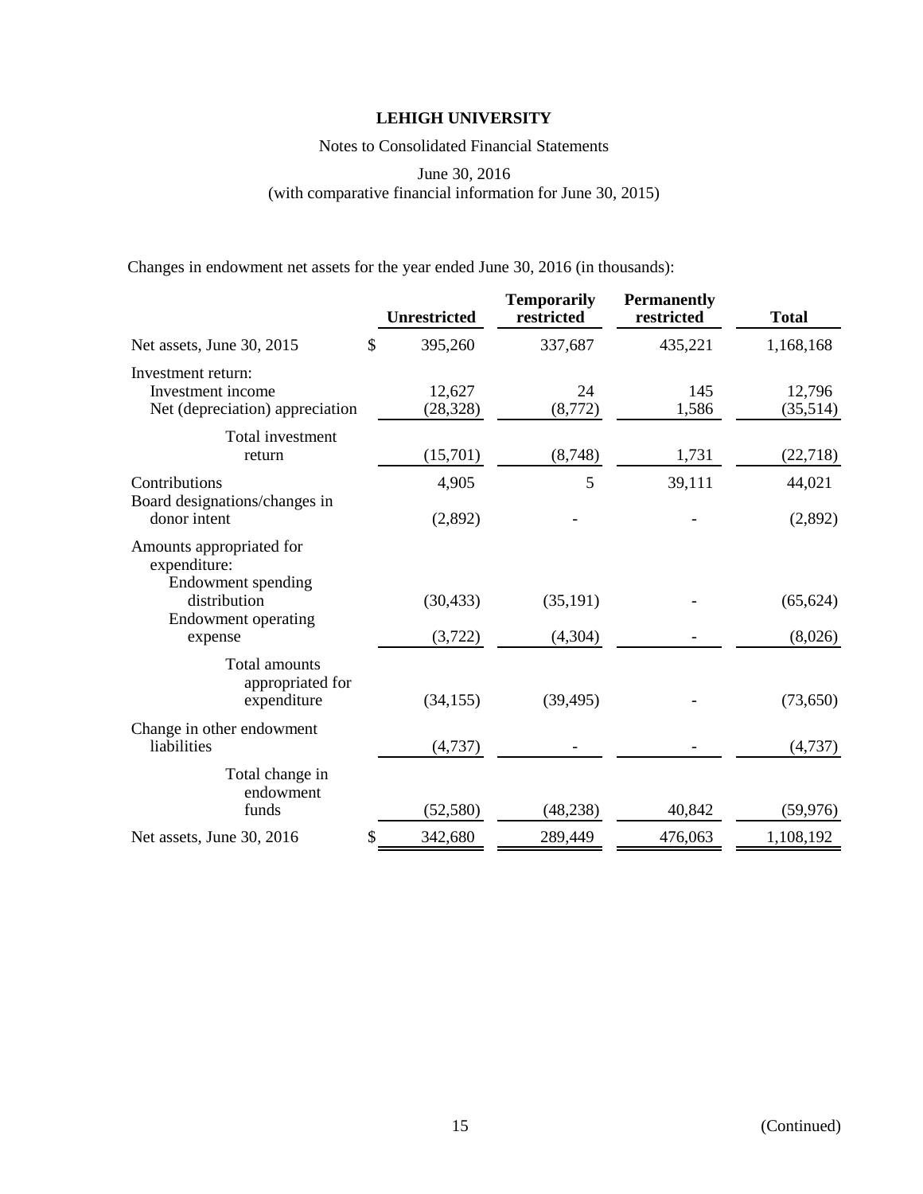Changes in endowment net assets for the year ended June 30, 2016 (in thousands):

| | Unrestricted | Temporarily restricted | Permanently restricted | Total |
|---|---|---|---|---|
| Net assets, June 30, 2015 | $ 395,260 | 337,687 | 435,221 | 1,168,168 |
| Investment return: | | | | |
| Investment income | 12,627 | 24 | 145 | 12,796 |
| Net (depreciation) appreciation | (28,328) | (8,772) | 1,586 | (35,514) |
| Total investment return | (15,701) | (8,748) | 1,731 | (22,718) |
| Contributions | 4,905 | 5 | 39,111 | 44,021 |
| Board designations/changes in donor intent | (2,892) | - | - | (2,892) |
| Amounts appropriated for expenditure: | | | | |
| Endowment spending distribution | (30,433) | (35,191) | - | (65,624) |
| Endowment operating expense | (3,722) | (4,304) | - | (8,026) |
| Total amounts appropriated for expenditure | (34,155) | (39,495) | - | (73,650) |
| Change in other endowment liabilities | (4,737) | - | - | (4,737) |
| Total change in endowment funds | (52,580) | (48,238) | 40,842 | (59,976) |
| Net assets, June 30, 2016 | $ 342,680 | 289,449 | 476,063 | 1,108,192 |

(Continued)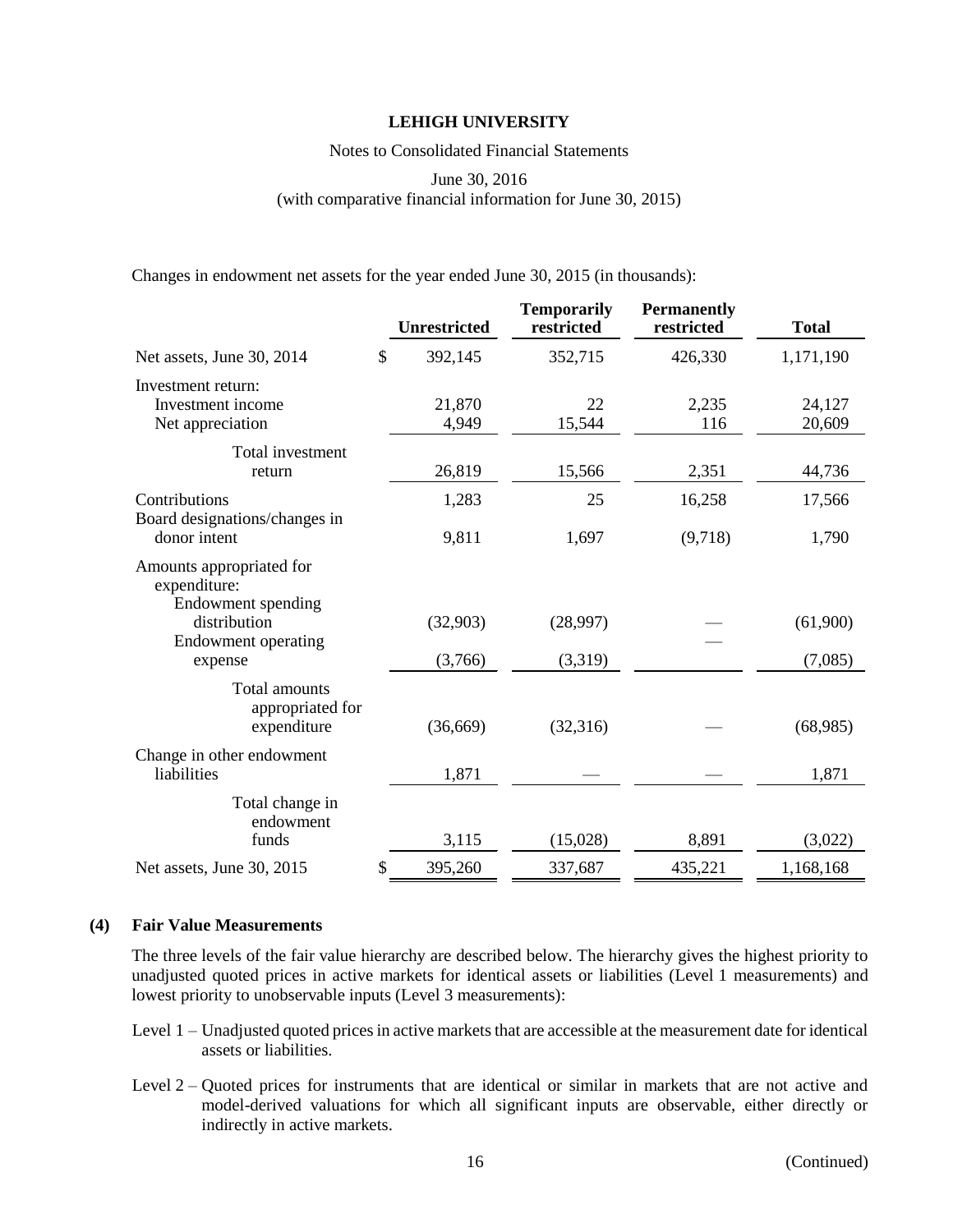Changes in endowment net assets for the year ended June 30, 2015 (in thousands):

| | Unrestricted | Temporarily restricted | Permanently restricted | Total |
|---|---|---|---|---|
| Net assets, June 30, 2014 | $ 392,145 | 352,715 | 426,330 | 1,171,190 |
| Investment return: | | | | |
| Investment income | 21,870 | 22 | 2,235 | 24,127 |
| Net appreciation | 4,949 | 15,544 | 116 | 20,609 |
| Total investment return | 26,819 | 15,566 | 2,351 | 44,736 |
| Contributions | 1,283 | 25 | 16,258 | 17,566 |
| Board designations/changes in donor intent | 9,811 | 1,697 | (9,718) | 1,790 |
| Amounts appropriated for expenditure: | | | | |
| Endowment spending distribution | (32,903) | (28,997) | — | (61,900) |
| Endowment operating expense | (3,766) | (3,319) | — | (7,085) |
| Total amounts appropriated for expenditure | (36,669) | (32,316) | — | (68,985) |
| Change in other endowment liabilities | 1,871 | — | — | 1,871 |
| Total change in endowment funds | 3,115 | (15,028) | 8,891 | (3,022) |
| Net assets, June 30, 2015 | $ 395,260 | 337,687 | 435,221 | 1,168,168 |

## (4) Fair Value Measurements

The three levels of the fair value hierarchy are described below. The hierarchy gives the highest priority to unadjusted quoted prices in active markets for identical assets or liabilities (Level 1 measurements) and lowest priority to unobservable inputs (Level 3 measurements):

Level 1 – Unadjusted quoted prices in active markets that are accessible at the measurement date for identical assets or liabilities.

Level 2 – Quoted prices for instruments that are identical or similar in markets that are not active and model-derived valuations for which all significant inputs are observable, either directly or indirectly in active markets.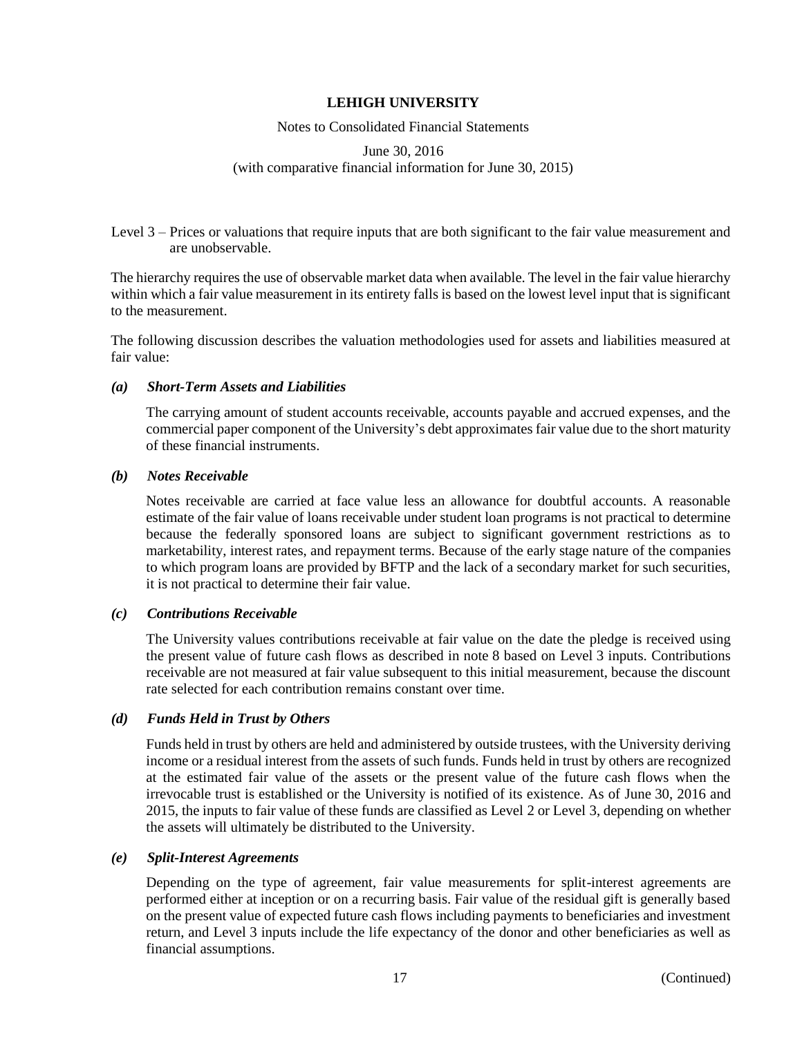Level 3 – Prices or valuations that require inputs that are both significant to the fair value measurement and are unobservable.

The hierarchy requires the use of observable market data when available. The level in the fair value hierarchy within which a fair value measurement in its entirety falls is based on the lowest level input that is significant to the measurement.

The following discussion describes the valuation methodologies used for assets and liabilities measured at fair value:

***(a) Short-Term Assets and Liabilities***

The carrying amount of student accounts receivable, accounts payable and accrued expenses, and the commercial paper component of the University's debt approximates fair value due to the short maturity of these financial instruments.

***(b) Notes Receivable***

Notes receivable are carried at face value less an allowance for doubtful accounts. A reasonable estimate of the fair value of loans receivable under student loan programs is not practical to determine because the federally sponsored loans are subject to significant government restrictions as to marketability, interest rates, and repayment terms. Because of the early stage nature of the companies to which program loans are provided by BFTP and the lack of a secondary market for such securities, it is not practical to determine their fair value.

***(c) Contributions Receivable***

The University values contributions receivable at fair value on the date the pledge is received using the present value of future cash flows as described in note 8 based on Level 3 inputs. Contributions receivable are not measured at fair value subsequent to this initial measurement, because the discount rate selected for each contribution remains constant over time.

***(d) Funds Held in Trust by Others***

Funds held in trust by others are held and administered by outside trustees, with the University deriving income or a residual interest from the assets of such funds. Funds held in trust by others are recognized at the estimated fair value of the assets or the present value of the future cash flows when the irrevocable trust is established or the University is notified of its existence. As of June 30, 2016 and 2015, the inputs to fair value of these funds are classified as Level 2 or Level 3, depending on whether the assets will ultimately be distributed to the University.

***(e) Split-Interest Agreements***

Depending on the type of agreement, fair value measurements for split-interest agreements are performed either at inception or on a recurring basis. Fair value of the residual gift is generally based on the present value of expected future cash flows including payments to beneficiaries and investment return, and Level 3 inputs include the life expectancy of the donor and other beneficiaries as well as financial assumptions.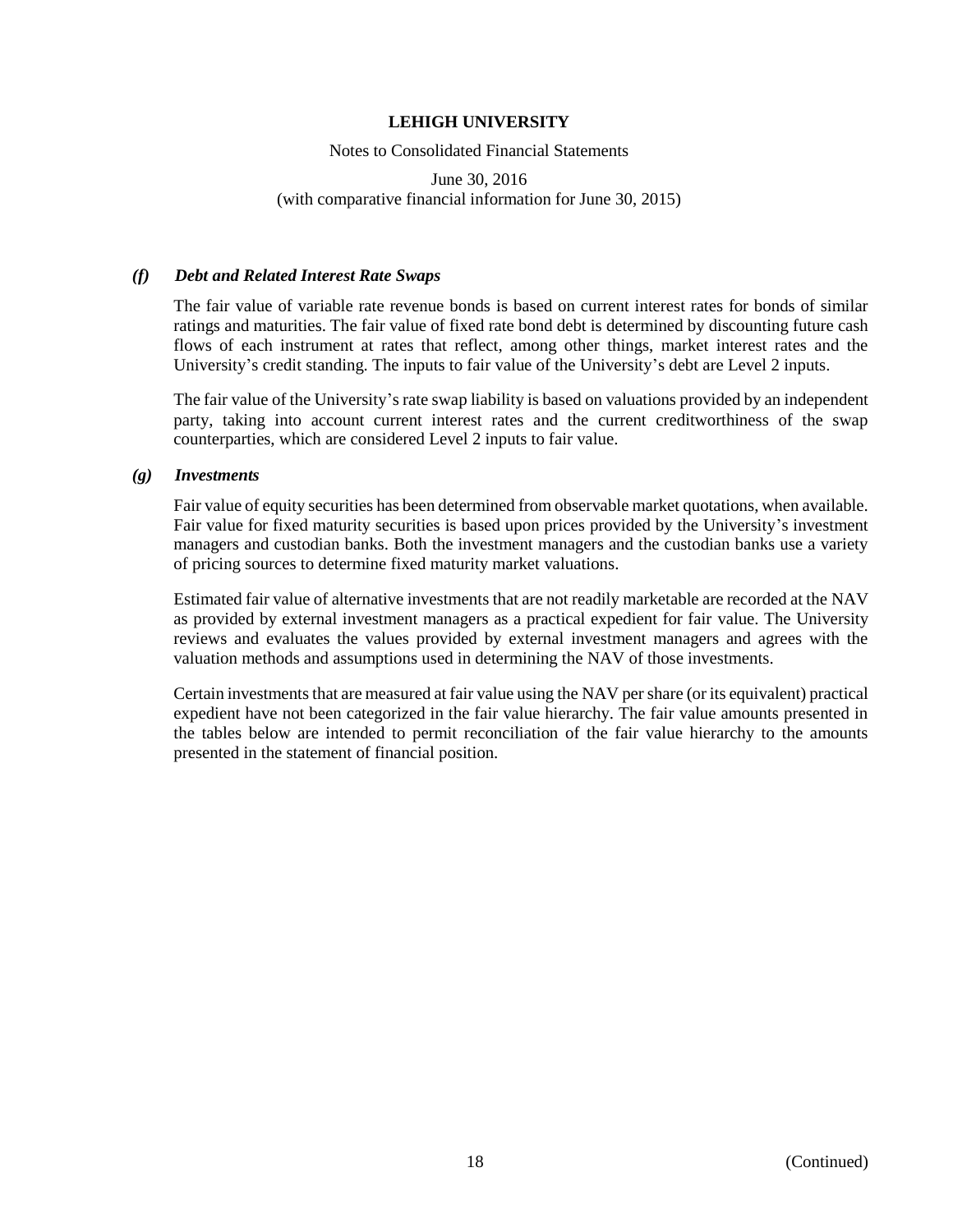### *(f) Debt and Related Interest Rate Swaps*

The fair value of variable rate revenue bonds is based on current interest rates for bonds of similar ratings and maturities. The fair value of fixed rate bond debt is determined by discounting future cash flows of each instrument at rates that reflect, among other things, market interest rates and the University's credit standing. The inputs to fair value of the University's debt are Level 2 inputs.

The fair value of the University's rate swap liability is based on valuations provided by an independent party, taking into account current interest rates and the current creditworthiness of the swap counterparties, which are considered Level 2 inputs to fair value.

### *(g) Investments*

Fair value of equity securities has been determined from observable market quotations, when available. Fair value for fixed maturity securities is based upon prices provided by the University's investment managers and custodian banks. Both the investment managers and the custodian banks use a variety of pricing sources to determine fixed maturity market valuations.

Estimated fair value of alternative investments that are not readily marketable are recorded at the NAV as provided by external investment managers as a practical expedient for fair value. The University reviews and evaluates the values provided by external investment managers and agrees with the valuation methods and assumptions used in determining the NAV of those investments.

Certain investments that are measured at fair value using the NAV per share (or its equivalent) practical expedient have not been categorized in the fair value hierarchy. The fair value amounts presented in the tables below are intended to permit reconciliation of the fair value hierarchy to the amounts presented in the statement of financial position.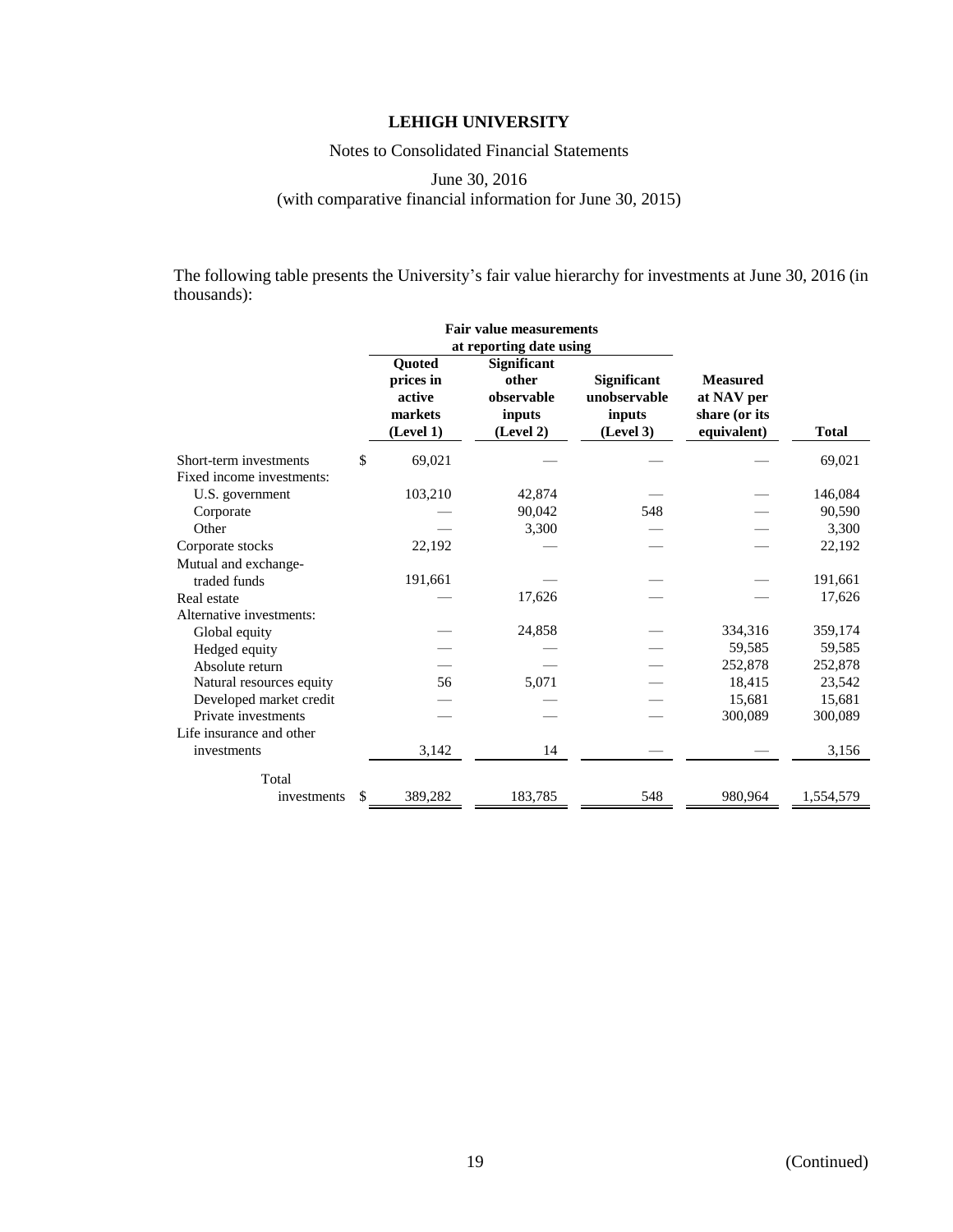The following table presents the University's fair value hierarchy for investments at June 30, 2016 (in thousands):

| | Fair value measurements at reporting date using | | | | |
|---|---|---|---|---|---|
| | Quoted prices in active markets (Level 1) | Significant other observable inputs (Level 2) | Significant unobservable inputs (Level 3) | Measured at NAV per share (or its equivalent) | Total |
| Short-term investments | $ 69,021 | — | — | — | 69,021 |
| Fixed income investments: | | | | | |
| U.S. government | 103,210 | 42,874 | — | — | 146,084 |
| Corporate | — | 90,042 | 548 | — | 90,590 |
| Other | — | 3,300 | — | — | 3,300 |
| Corporate stocks | 22,192 | — | — | — | 22,192 |
| Mutual and exchange-traded funds | 191,661 | — | — | — | 191,661 |
| Real estate | — | 17,626 | — | — | 17,626 |
| Alternative investments: | | | | | |
| Global equity | — | 24,858 | — | 334,316 | 359,174 |
| Hedged equity | — | — | — | 59,585 | 59,585 |
| Absolute return | — | — | — | 252,878 | 252,878 |
| Natural resources equity | 56 | 5,071 | — | 18,415 | 23,542 |
| Developed market credit | — | — | — | 15,681 | 15,681 |
| Private investments | — | — | — | 300,089 | 300,089 |
| Life insurance and other investments | 3,142 | 14 | — | — | 3,156 |
| Total investments | $ 389,282 | 183,785 | 548 | 980,964 | 1,554,579 |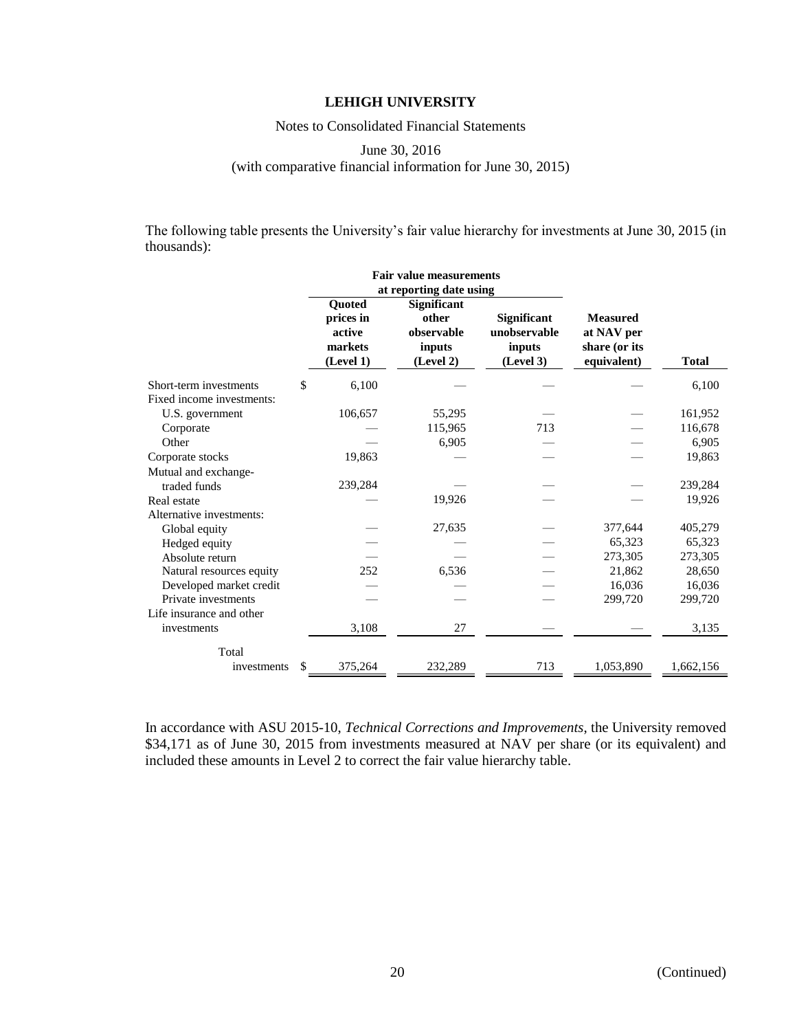**LEHIGH UNIVERSITY**

Notes to Consolidated Financial Statements

June 30, 2016

(with comparative financial information for June 30, 2015)

The following table presents the University's fair value hierarchy for investments at June 30, 2015 (in thousands):

| | Fair value measurements at reporting date using | | | | |
|---|---|---|---|---|---|
| | Quoted prices in active markets (Level 1) | Significant other observable inputs (Level 2) | Significant unobservable inputs (Level 3) | Measured at NAV per share (or its equivalent) | Total |
| Short-term investments | $ 6,100 | — | — | — | 6,100 |
| Fixed income investments: | | | | | |
| U.S. government | 106,657 | 55,295 | — | — | 161,952 |
| Corporate | — | 115,965 | 713 | — | 116,678 |
| Other | — | 6,905 | — | — | 6,905 |
| Corporate stocks | 19,863 | — | — | — | 19,863 |
| Mutual and exchange-traded funds | 239,284 | — | — | — | 239,284 |
| Real estate | — | 19,926 | — | — | 19,926 |
| Alternative investments: | | | | | |
| Global equity | — | 27,635 | — | 377,644 | 405,279 |
| Hedged equity | — | — | — | 65,323 | 65,323 |
| Absolute return | — | — | — | 273,305 | 273,305 |
| Natural resources equity | 252 | 6,536 | — | 21,862 | 28,650 |
| Developed market credit | — | — | — | 16,036 | 16,036 |
| Private investments | — | — | — | 299,720 | 299,720 |
| Life insurance and other investments | 3,108 | 27 | — | — | 3,135 |
| Total investments | $ 375,264 | 232,289 | 713 | 1,053,890 | 1,662,156 |

In accordance with ASU 2015-10, *Technical Corrections and Improvements*, the University removed $34,171 as of June 30, 2015 from investments measured at NAV per share (or its equivalent) and included these amounts in Level 2 to correct the fair value hierarchy table.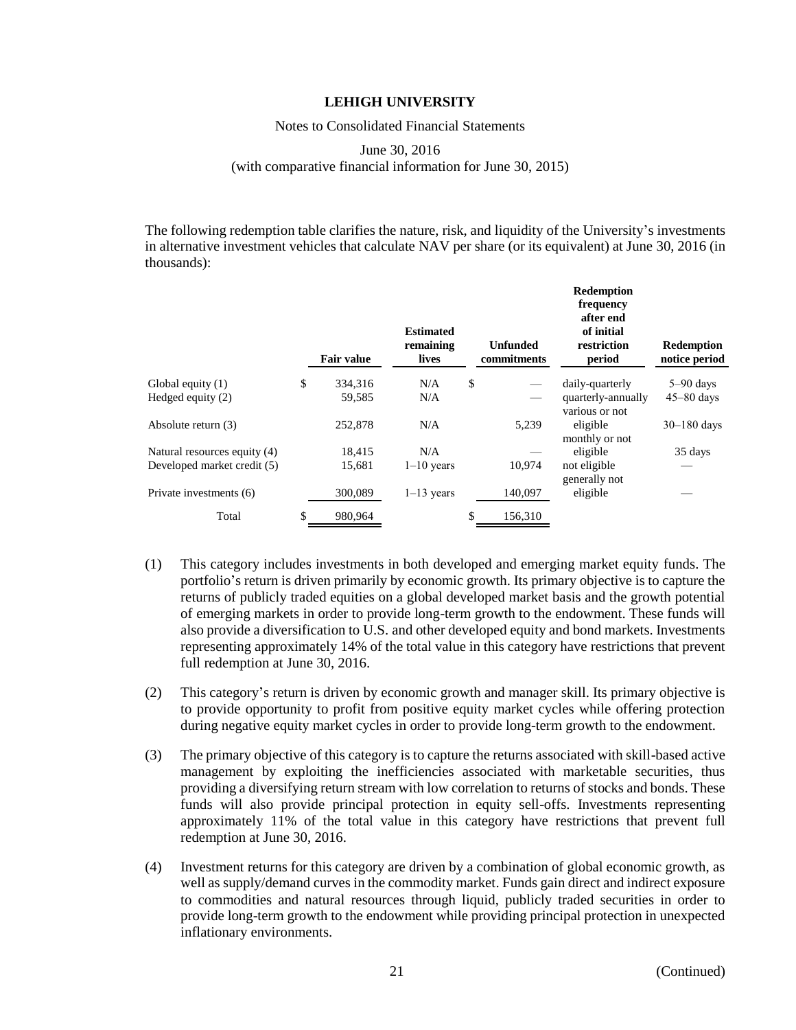The following redemption table clarifies the nature, risk, and liquidity of the University's investments in alternative investment vehicles that calculate NAV per share (or its equivalent) at June 30, 2016 (in thousands):

| | Fair value | Estimated remaining lives | Unfunded commitments | Redemption frequency after end of initial restriction period | Redemption notice period |
|---|---|---|---|---|---|
| Global equity (1) | $ 334,316 | N/A | $ — | daily-quarterly | 5–90 days |
| Hedged equity (2) | 59,585 | N/A | — | quarterly-annually | 45–80 days |
| Absolute return (3) | 252,878 | N/A | 5,239 | various or not eligible | 30–180 days |
| Natural resources equity (4) | 18,415 | N/A | — | monthly or not eligible | 35 days |
| Developed market credit (5) | 15,681 | 1–10 years | 10,974 | not eligible | — |
| Private investments (6) | 300,089 | 1–13 years | 140,097 | generally not eligible | — |
| Total | $ 980,964 | | $ 156,310 | | |

(1) This category includes investments in both developed and emerging market equity funds. The portfolio's return is driven primarily by economic growth. Its primary objective is to capture the returns of publicly traded equities on a global developed market basis and the growth potential of emerging markets in order to provide long-term growth to the endowment. These funds will also provide a diversification to U.S. and other developed equity and bond markets. Investments representing approximately 14% of the total value in this category have restrictions that prevent full redemption at June 30, 2016.

(2) This category's return is driven by economic growth and manager skill. Its primary objective is to provide opportunity to profit from positive equity market cycles while offering protection during negative equity market cycles in order to provide long-term growth to the endowment.

(3) The primary objective of this category is to capture the returns associated with skill-based active management by exploiting the inefficiencies associated with marketable securities, thus providing a diversifying return stream with low correlation to returns of stocks and bonds. These funds will also provide principal protection in equity sell-offs. Investments representing approximately 11% of the total value in this category have restrictions that prevent full redemption at June 30, 2016.

(4) Investment returns for this category are driven by a combination of global economic growth, as well as supply/demand curves in the commodity market. Funds gain direct and indirect exposure to commodities and natural resources through liquid, publicly traded securities in order to provide long-term growth to the endowment while providing principal protection in unexpected inflationary environments.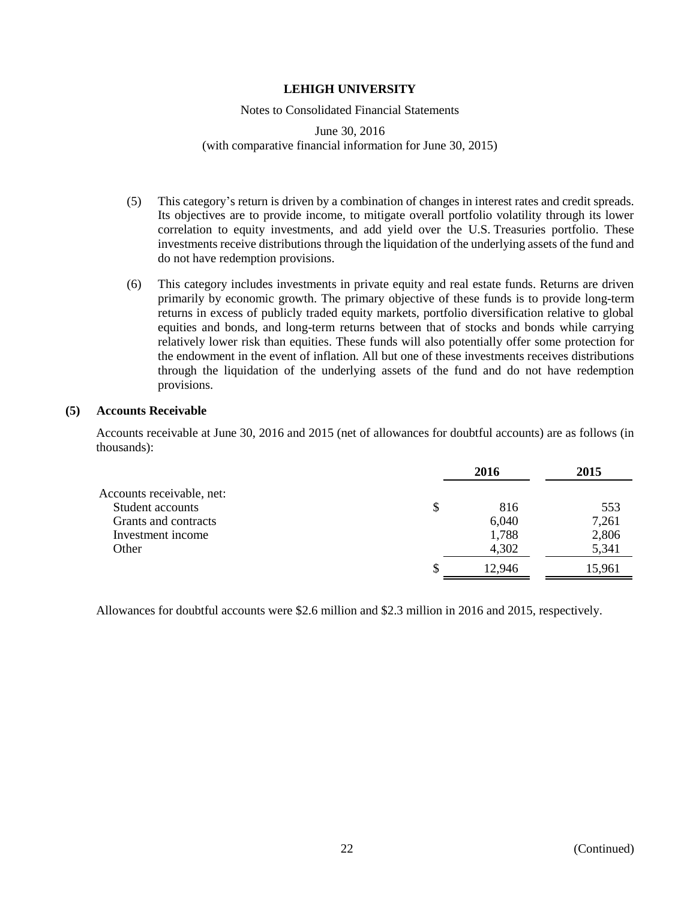(5) This category's return is driven by a combination of changes in interest rates and credit spreads. Its objectives are to provide income, to mitigate overall portfolio volatility through its lower correlation to equity investments, and add yield over the U.S. Treasuries portfolio. These investments receive distributions through the liquidation of the underlying assets of the fund and do not have redemption provisions.

(6) This category includes investments in private equity and real estate funds. Returns are driven primarily by economic growth. The primary objective of these funds is to provide long-term returns in excess of publicly traded equity markets, portfolio diversification relative to global equities and bonds, and long-term returns between that of stocks and bonds while carrying relatively lower risk than equities. These funds will also potentially offer some protection for the endowment in the event of inflation. All but one of these investments receives distributions through the liquidation of the underlying assets of the fund and do not have redemption provisions.

## (5) Accounts Receivable

Accounts receivable at June 30, 2016 and 2015 (net of allowances for doubtful accounts) are as follows (in thousands):

| | 2016 | 2015 |
|---|---|---|
| Accounts receivable, net: | | |
| Student accounts | $ 816 | 553 |
| Grants and contracts | 6,040 | 7,261 |
| Investment income | 1,788 | 2,806 |
| Other | 4,302 | 5,341 |
| | $ 12,946 | 15,961 |

Allowances for doubtful accounts were $2.6 million and $2.3 million in 2016 and 2015, respectively.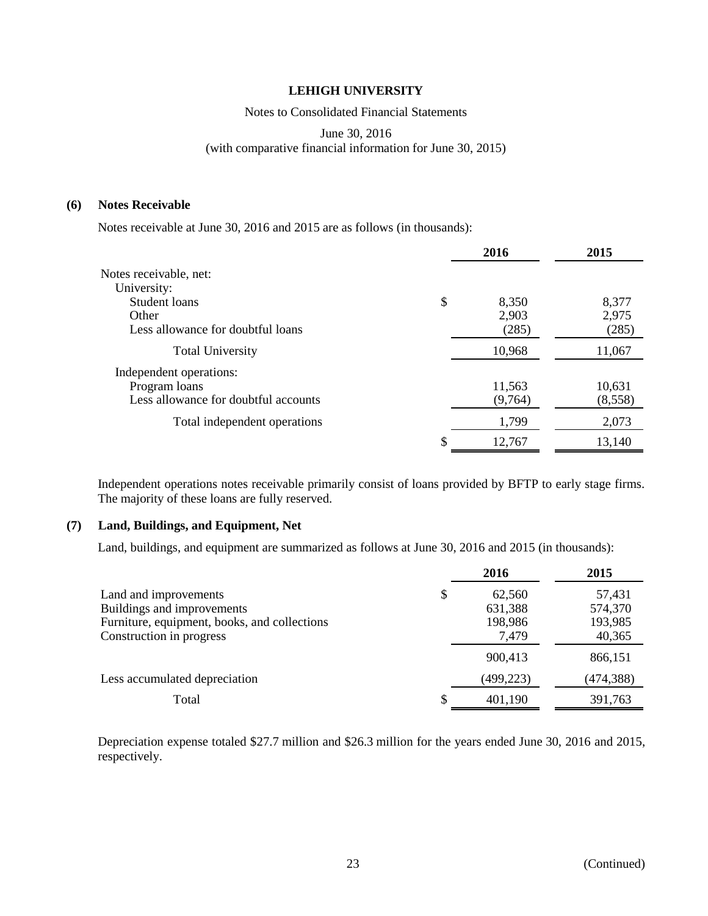# LEHIGH UNIVERSITY

Notes to Consolidated Financial Statements

June 30, 2016
(with comparative financial information for June 30, 2015)

## (6) Notes Receivable

Notes receivable at June 30, 2016 and 2015 are as follows (in thousands):

| | 2016 | 2015 |
|---|---|---|
| Notes receivable, net: | | |
| University: | | |
| Student loans | $ 8,350 | 8,377 |
| Other | 2,903 | 2,975 |
| Less allowance for doubtful loans | (285) | (285) |
| Total University | 10,968 | 11,067 |
| Independent operations: | | |
| Program loans | 11,563 | 10,631 |
| Less allowance for doubtful accounts | (9,764) | (8,558) |
| Total independent operations | 1,799 | 2,073 |
| | $ 12,767 | 13,140 |

Independent operations notes receivable primarily consist of loans provided by BFTP to early stage firms. The majority of these loans are fully reserved.

## (7) Land, Buildings, and Equipment, Net

Land, buildings, and equipment are summarized as follows at June 30, 2016 and 2015 (in thousands):

| | 2016 | 2015 |
|---|---|---|
| Land and improvements | $ 62,560 | 57,431 |
| Buildings and improvements | 631,388 | 574,370 |
| Furniture, equipment, books, and collections | 198,986 | 193,985 |
| Construction in progress | 7,479 | 40,365 |
| | 900,413 | 866,151 |
| Less accumulated depreciation | (499,223) | (474,388) |
| Total | $ 401,190 | 391,763 |

Depreciation expense totaled \$27.7 million and \$26.3 million for the years ended June 30, 2016 and 2015, respectively.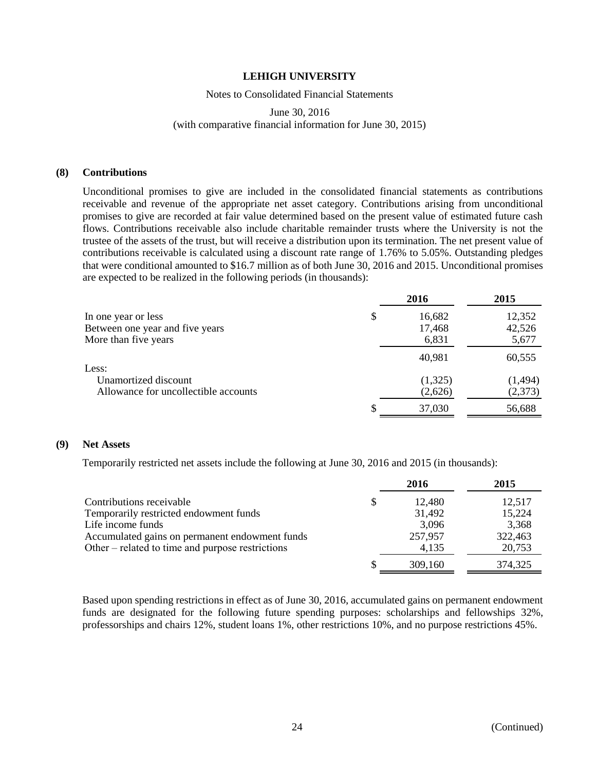### (8) Contributions

Unconditional promises to give are included in the consolidated financial statements as contributions receivable and revenue of the appropriate net asset category. Contributions arising from unconditional promises to give are recorded at fair value determined based on the present value of estimated future cash flows. Contributions receivable also include charitable remainder trusts where the University is not the trustee of the assets of the trust, but will receive a distribution upon its termination. The net present value of contributions receivable is calculated using a discount rate range of 1.76% to 5.05%. Outstanding pledges that were conditional amounted to $16.7 million as of both June 30, 2016 and 2015. Unconditional promises are expected to be realized in the following periods (in thousands):

| | 2016 | 2015 |
|---|---|---|
| In one year or less | $ 16,682 | 12,352 |
| Between one year and five years | 17,468 | 42,526 |
| More than five years | 6,831 | 5,677 |
| | 40,981 | 60,555 |
| Less: | | |
| Unamortized discount | (1,325) | (1,494) |
| Allowance for uncollectible accounts | (2,626) | (2,373) |
| | $ 37,030 | 56,688 |

### (9) Net Assets

Temporarily restricted net assets include the following at June 30, 2016 and 2015 (in thousands):

| | 2016 | 2015 |
|---|---|---|
| Contributions receivable | $ 12,480 | 12,517 |
| Temporarily restricted endowment funds | 31,492 | 15,224 |
| Life income funds | 3,096 | 3,368 |
| Accumulated gains on permanent endowment funds | 257,957 | 322,463 |
| Other – related to time and purpose restrictions | 4,135 | 20,753 |
| | $ 309,160 | 374,325 |

Based upon spending restrictions in effect as of June 30, 2016, accumulated gains on permanent endowment funds are designated for the following future spending purposes: scholarships and fellowships 32%, professorships and chairs 12%, student loans 1%, other restrictions 10%, and no purpose restrictions 45%.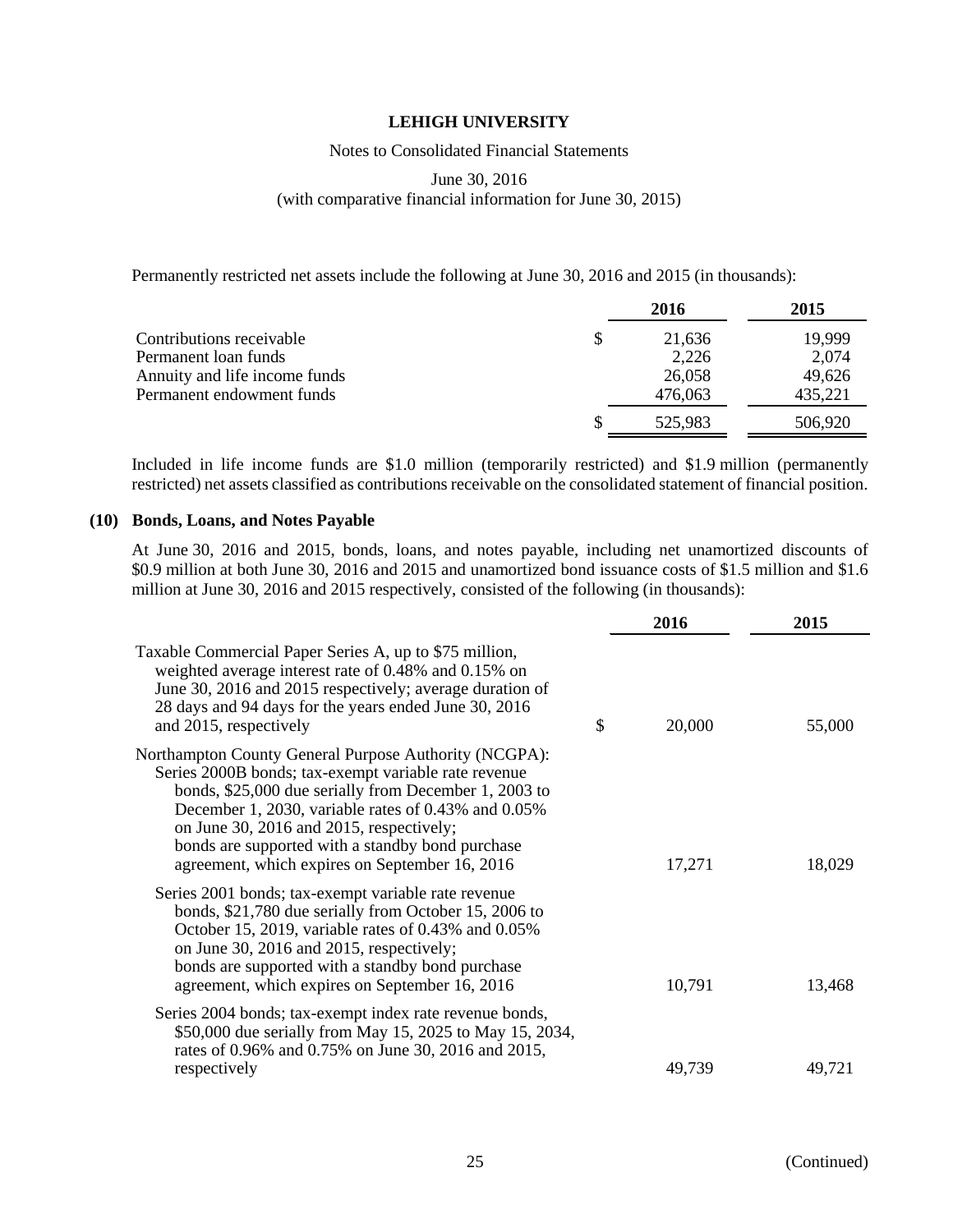Permanently restricted net assets include the following at June 30, 2016 and 2015 (in thousands):

| | | 2016 | 2015 |
|---|---|---|---|
| Contributions receivable | $ | 21,636 | 19,999 |
| Permanent loan funds | | 2,226 | 2,074 |
| Annuity and life income funds | | 26,058 | 49,626 |
| Permanent endowment funds | | 476,063 | 435,221 |
| | $ | 525,983 | 506,920 |

Included in life income funds are $1.0 million (temporarily restricted) and $1.9 million (permanently restricted) net assets classified as contributions receivable on the consolidated statement of financial position.

## (10) Bonds, Loans, and Notes Payable

At June 30, 2016 and 2015, bonds, loans, and notes payable, including net unamortized discounts of $0.9 million at both June 30, 2016 and 2015 and unamortized bond issuance costs of $1.5 million and $1.6 million at June 30, 2016 and 2015 respectively, consisted of the following (in thousands):

| | | 2016 | 2015 |
|---|---|---|---|
| Taxable Commercial Paper Series A, up to $75 million, weighted average interest rate of 0.48% and 0.15% on June 30, 2016 and 2015 respectively; average duration of 28 days and 94 days for the years ended June 30, 2016 and 2015, respectively | $ | 20,000 | 55,000 |
| Northampton County General Purpose Authority (NCGPA): Series 2000B bonds; tax-exempt variable rate revenue bonds, $25,000 due serially from December 1, 2003 to December 1, 2030, variable rates of 0.43% and 0.05% on June 30, 2016 and 2015, respectively; bonds are supported with a standby bond purchase agreement, which expires on September 16, 2016 | | 17,271 | 18,029 |
| Series 2001 bonds; tax-exempt variable rate revenue bonds, $21,780 due serially from October 15, 2006 to October 15, 2019, variable rates of 0.43% and 0.05% on June 30, 2016 and 2015, respectively; bonds are supported with a standby bond purchase agreement, which expires on September 16, 2016 | | 10,791 | 13,468 |
| Series 2004 bonds; tax-exempt index rate revenue bonds, $50,000 due serially from May 15, 2025 to May 15, 2034, rates of 0.96% and 0.75% on June 30, 2016 and 2015, respectively | | 49,739 | 49,721 |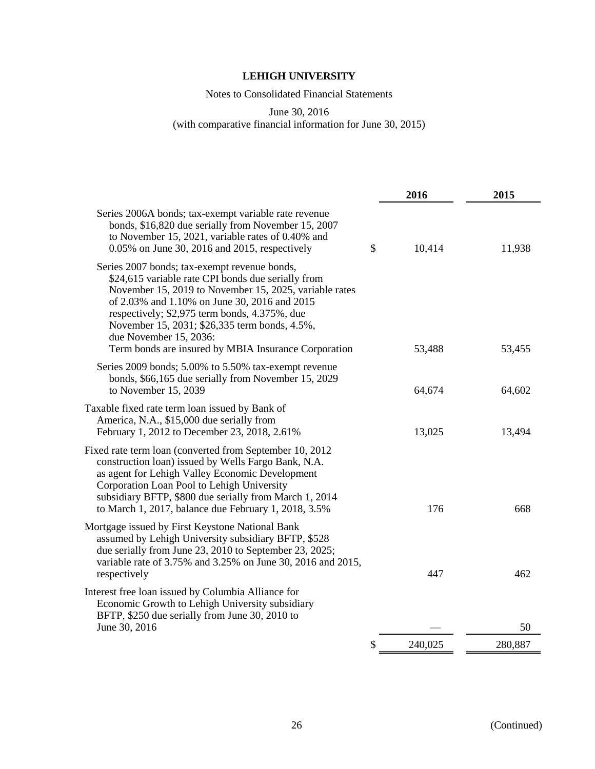**LEHIGH UNIVERSITY**

Notes to Consolidated Financial Statements

June 30, 2016
(with comparative financial information for June 30, 2015)

| | 2016 | 2015 |
|---|---|---|
| Series 2006A bonds; tax-exempt variable rate revenue bonds, $16,820 due serially from November 15, 2007 to November 15, 2021, variable rates of 0.40% and 0.05% on June 30, 2016 and 2015, respectively | $ 10,414 | 11,938 |
| Series 2007 bonds; tax-exempt revenue bonds, $24,615 variable rate CPI bonds due serially from November 15, 2019 to November 15, 2025, variable rates of 2.03% and 1.10% on June 30, 2016 and 2015 respectively; $2,975 term bonds, 4.375%, due November 15, 2031; $26,335 term bonds, 4.5%, due November 15, 2036: Term bonds are insured by MBIA Insurance Corporation | 53,488 | 53,455 |
| Series 2009 bonds; 5.00% to 5.50% tax-exempt revenue bonds, $66,165 due serially from November 15, 2029 to November 15, 2039 | 64,674 | 64,602 |
| Taxable fixed rate term loan issued by Bank of America, N.A., $15,000 due serially from February 1, 2012 to December 23, 2018, 2.61% | 13,025 | 13,494 |
| Fixed rate term loan (converted from September 10, 2012 construction loan) issued by Wells Fargo Bank, N.A. as agent for Lehigh Valley Economic Development Corporation Loan Pool to Lehigh University subsidiary BFTP, $800 due serially from March 1, 2014 to March 1, 2017, balance due February 1, 2018, 3.5% | 176 | 668 |
| Mortgage issued by First Keystone National Bank assumed by Lehigh University subsidiary BFTP, $528 due serially from June 23, 2010 to September 23, 2025; variable rate of 3.75% and 3.25% on June 30, 2016 and 2015, respectively | 447 | 462 |
| Interest free loan issued by Columbia Alliance for Economic Growth to Lehigh University subsidiary BFTP, $250 due serially from June 30, 2010 to June 30, 2016 | — | 50 |
| | $ 240,025 | 280,887 |

(Continued)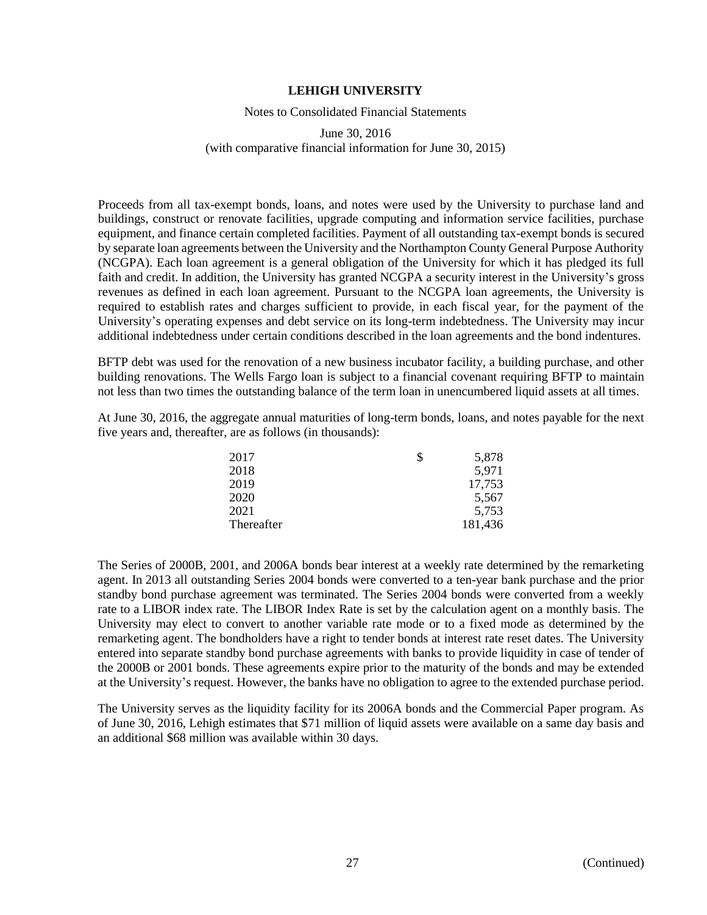Proceeds from all tax-exempt bonds, loans, and notes were used by the University to purchase land and buildings, construct or renovate facilities, upgrade computing and information service facilities, purchase equipment, and finance certain completed facilities. Payment of all outstanding tax-exempt bonds is secured by separate loan agreements between the University and the Northampton County General Purpose Authority (NCGPA). Each loan agreement is a general obligation of the University for which it has pledged its full faith and credit. In addition, the University has granted NCGPA a security interest in the University's gross revenues as defined in each loan agreement. Pursuant to the NCGPA loan agreements, the University is required to establish rates and charges sufficient to provide, in each fiscal year, for the payment of the University's operating expenses and debt service on its long-term indebtedness. The University may incur additional indebtedness under certain conditions described in the loan agreements and the bond indentures.

BFTP debt was used for the renovation of a new business incubator facility, a building purchase, and other building renovations. The Wells Fargo loan is subject to a financial covenant requiring BFTP to maintain not less than two times the outstanding balance of the term loan in unencumbered liquid assets at all times.

At June 30, 2016, the aggregate annual maturities of long-term bonds, loans, and notes payable for the next five years and, thereafter, are as follows (in thousands):

| | |
|---|---|
| 2017 | $ 5,878 |
| 2018 | 5,971 |
| 2019 | 17,753 |
| 2020 | 5,567 |
| 2021 | 5,753 |
| Thereafter | 181,436 |

The Series of 2000B, 2001, and 2006A bonds bear interest at a weekly rate determined by the remarketing agent. In 2013 all outstanding Series 2004 bonds were converted to a ten-year bank purchase and the prior standby bond purchase agreement was terminated. The Series 2004 bonds were converted from a weekly rate to a LIBOR index rate. The LIBOR Index Rate is set by the calculation agent on a monthly basis. The University may elect to convert to another variable rate mode or to a fixed mode as determined by the remarketing agent. The bondholders have a right to tender bonds at interest rate reset dates. The University entered into separate standby bond purchase agreements with banks to provide liquidity in case of tender of the 2000B or 2001 bonds. These agreements expire prior to the maturity of the bonds and may be extended at the University's request. However, the banks have no obligation to agree to the extended purchase period.

The University serves as the liquidity facility for its 2006A bonds and the Commercial Paper program. As of June 30, 2016, Lehigh estimates that $71 million of liquid assets were available on a same day basis and an additional $68 million was available within 30 days.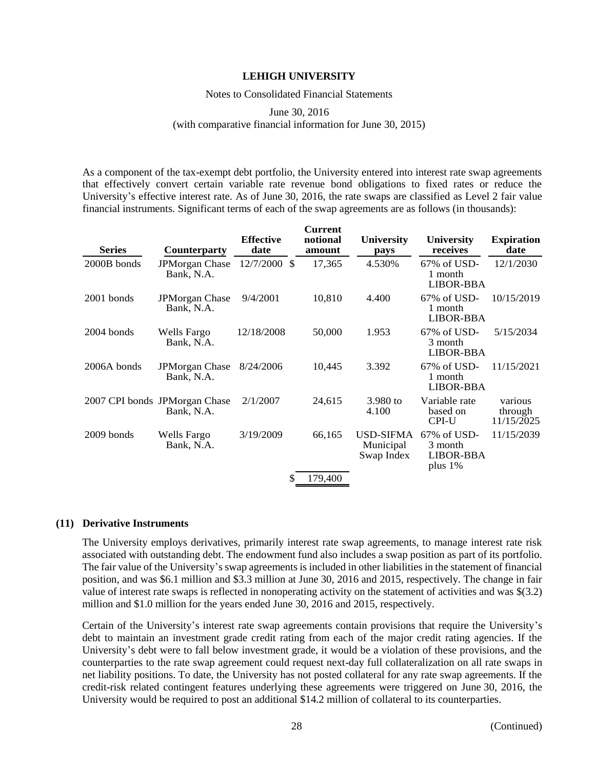As a component of the tax-exempt debt portfolio, the University entered into interest rate swap agreements that effectively convert certain variable rate revenue bond obligations to fixed rates or reduce the University's effective interest rate. As of June 30, 2016, the rate swaps are classified as Level 2 fair value financial instruments. Significant terms of each of the swap agreements are as follows (in thousands):

| Series | Counterparty | Effective date | Current notional amount | University pays | University receives | Expiration date |
|---|---|---|---|---|---|---|
| 2000B bonds | JPMorgan Chase Bank, N.A. | 12/7/2000 | $ 17,365 | 4.530% | 67% of USD-1 month LIBOR-BBA | 12/1/2030 |
| 2001 bonds | JPMorgan Chase Bank, N.A. | 9/4/2001 | 10,810 | 4.400 | 67% of USD-1 month LIBOR-BBA | 10/15/2019 |
| 2004 bonds | Wells Fargo Bank, N.A. | 12/18/2008 | 50,000 | 1.953 | 67% of USD-3 month LIBOR-BBA | 5/15/2034 |
| 2006A bonds | JPMorgan Chase Bank, N.A. | 8/24/2006 | 10,445 | 3.392 | 67% of USD-1 month LIBOR-BBA | 11/15/2021 |
| 2007 CPI bonds | JPMorgan Chase Bank, N.A. | 2/1/2007 | 24,615 | 3.980 to 4.100 | Variable rate based on CPI-U | various through 11/15/2025 |
| 2009 bonds | Wells Fargo Bank, N.A. | 3/19/2009 | 66,165 | USD-SIFMA Municipal Swap Index | 67% of USD-3 month LIBOR-BBA plus 1% | 11/15/2039 |
| | | | $ 179,400 | | | |

## (11) Derivative Instruments

The University employs derivatives, primarily interest rate swap agreements, to manage interest rate risk associated with outstanding debt. The endowment fund also includes a swap position as part of its portfolio. The fair value of the University's swap agreements is included in other liabilities in the statement of financial position, and was $6.1 million and $3.3 million at June 30, 2016 and 2015, respectively. The change in fair value of interest rate swaps is reflected in nonoperating activity on the statement of activities and was $(3.2) million and $1.0 million for the years ended June 30, 2016 and 2015, respectively.

Certain of the University's interest rate swap agreements contain provisions that require the University's debt to maintain an investment grade credit rating from each of the major credit rating agencies. If the University's debt were to fall below investment grade, it would be a violation of these provisions, and the counterparties to the rate swap agreement could request next-day full collateralization on all rate swaps in net liability positions. To date, the University has not posted collateral for any rate swap agreements. If the credit-risk related contingent features underlying these agreements were triggered on June 30, 2016, the University would be required to post an additional $14.2 million of collateral to its counterparties.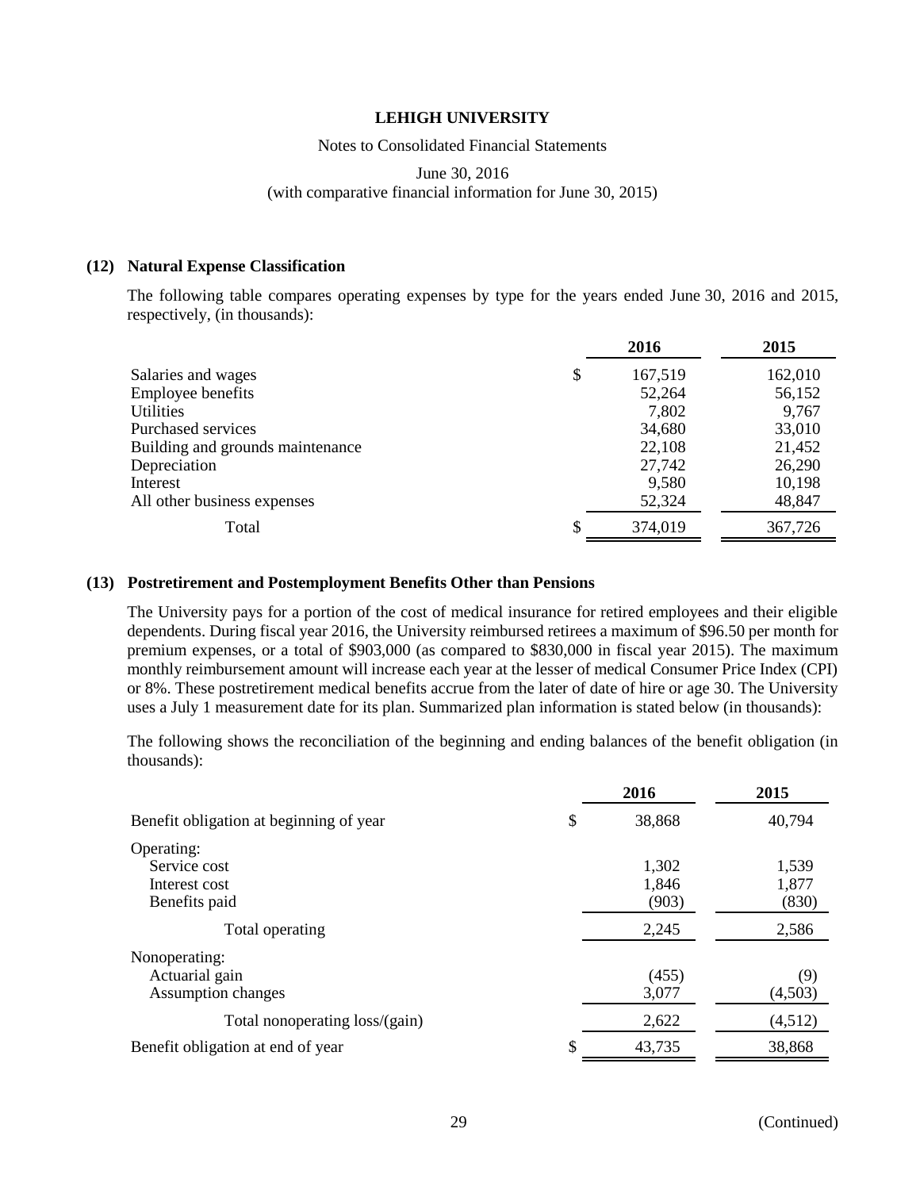**LEHIGH UNIVERSITY**

Notes to Consolidated Financial Statements

June 30, 2016
(with comparative financial information for June 30, 2015)

## (12) Natural Expense Classification

The following table compares operating expenses by type for the years ended June 30, 2016 and 2015, respectively, (in thousands):

| | 2016 | 2015 |
|---|---|---|
| Salaries and wages | $ 167,519 | 162,010 |
| Employee benefits | 52,264 | 56,152 |
| Utilities | 7,802 | 9,767 |
| Purchased services | 34,680 | 33,010 |
| Building and grounds maintenance | 22,108 | 21,452 |
| Depreciation | 27,742 | 26,290 |
| Interest | 9,580 | 10,198 |
| All other business expenses | 52,324 | 48,847 |
| Total | $ 374,019 | 367,726 |

## (13) Postretirement and Postemployment Benefits Other than Pensions

The University pays for a portion of the cost of medical insurance for retired employees and their eligible dependents. During fiscal year 2016, the University reimbursed retirees a maximum of $96.50 per month for premium expenses, or a total of $903,000 (as compared to $830,000 in fiscal year 2015). The maximum monthly reimbursement amount will increase each year at the lesser of medical Consumer Price Index (CPI) or 8%. These postretirement medical benefits accrue from the later of date of hire or age 30. The University uses a July 1 measurement date for its plan. Summarized plan information is stated below (in thousands):

The following shows the reconciliation of the beginning and ending balances of the benefit obligation (in thousands):

| | 2016 | 2015 |
|---|---|---|
| Benefit obligation at beginning of year | $ 38,868 | 40,794 |
| Operating: | | |
| Service cost | 1,302 | 1,539 |
| Interest cost | 1,846 | 1,877 |
| Benefits paid | (903) | (830) |
| Total operating | 2,245 | 2,586 |
| Nonoperating: | | |
| Actuarial gain | (455) | (9) |
| Assumption changes | 3,077 | (4,503) |
| Total nonoperating loss/(gain) | 2,622 | (4,512) |
| Benefit obligation at end of year | $ 43,735 | 38,868 |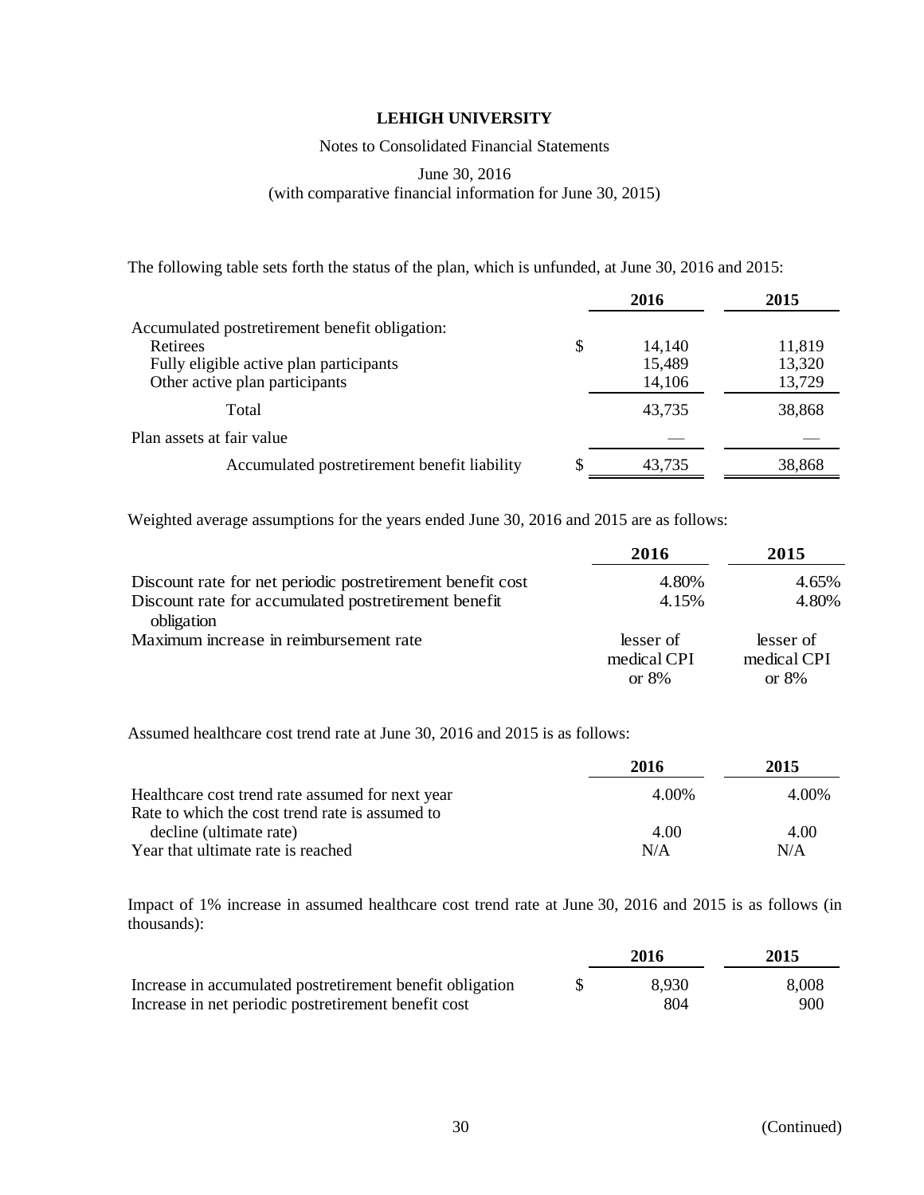**LEHIGH UNIVERSITY**

Notes to Consolidated Financial Statements

June 30, 2016
(with comparative financial information for June 30, 2015)

The following table sets forth the status of the plan, which is unfunded, at June 30, 2016 and 2015:

| | | 2016 | 2015 |
|---|---|---|---|
| Accumulated postretirement benefit obligation: | | | |
| Retirees | $ | 14,140 | 11,819 |
| Fully eligible active plan participants | | 15,489 | 13,320 |
| Other active plan participants | | 14,106 | 13,729 |
| Total | | 43,735 | 38,868 |
| Plan assets at fair value | | — | — |
| Accumulated postretirement benefit liability | $ | 43,735 | 38,868 |

Weighted average assumptions for the years ended June 30, 2016 and 2015 are as follows:

| | 2016 | 2015 |
|---|---|---|
| Discount rate for net periodic postretirement benefit cost | 4.80% | 4.65% |
| Discount rate for accumulated postretirement benefit obligation | 4.15% | 4.80% |
| Maximum increase in reimbursement rate | lesser of medical CPI or 8% | lesser of medical CPI or 8% |

Assumed healthcare cost trend rate at June 30, 2016 and 2015 is as follows:

| | 2016 | 2015 |
|---|---|---|
| Healthcare cost trend rate assumed for next year | 4.00% | 4.00% |
| Rate to which the cost trend rate is assumed to decline (ultimate rate) | 4.00 | 4.00 |
| Year that ultimate rate is reached | N/A | N/A |

Impact of 1% increase in assumed healthcare cost trend rate at June 30, 2016 and 2015 is as follows (in thousands):

| | | 2016 | 2015 |
|---|---|---|---|
| Increase in accumulated postretirement benefit obligation | $ | 8,930 | 8,008 |
| Increase in net periodic postretirement benefit cost | | 804 | 900 |

(Continued)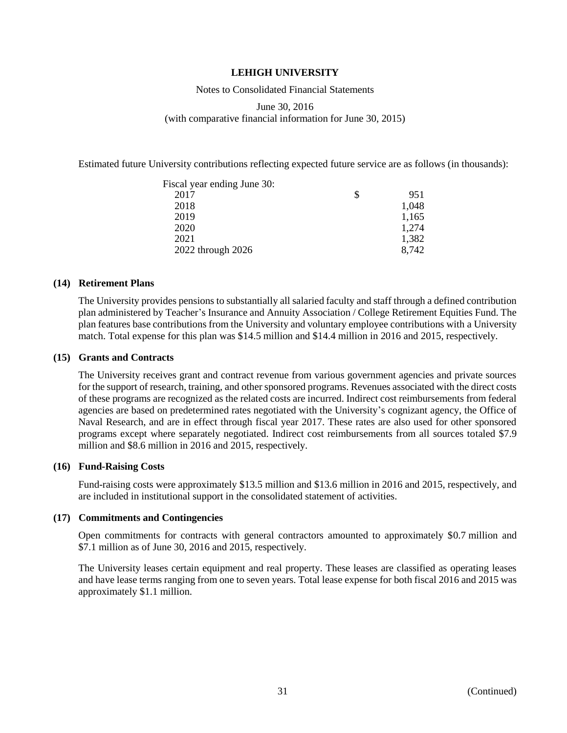Estimated future University contributions reflecting expected future service are as follows (in thousands):

| Fiscal year ending June 30: | |
|---|---|
| 2017 | $ 951 |
| 2018 | 1,048 |
| 2019 | 1,165 |
| 2020 | 1,274 |
| 2021 | 1,382 |
| 2022 through 2026 | 8,742 |

## (14) Retirement Plans

The University provides pensions to substantially all salaried faculty and staff through a defined contribution plan administered by Teacher's Insurance and Annuity Association / College Retirement Equities Fund. The plan features base contributions from the University and voluntary employee contributions with a University match. Total expense for this plan was $14.5 million and $14.4 million in 2016 and 2015, respectively.

## (15) Grants and Contracts

The University receives grant and contract revenue from various government agencies and private sources for the support of research, training, and other sponsored programs. Revenues associated with the direct costs of these programs are recognized as the related costs are incurred. Indirect cost reimbursements from federal agencies are based on predetermined rates negotiated with the University's cognizant agency, the Office of Naval Research, and are in effect through fiscal year 2017. These rates are also used for other sponsored programs except where separately negotiated. Indirect cost reimbursements from all sources totaled $7.9 million and $8.6 million in 2016 and 2015, respectively.

## (16) Fund-Raising Costs

Fund-raising costs were approximately $13.5 million and $13.6 million in 2016 and 2015, respectively, and are included in institutional support in the consolidated statement of activities.

## (17) Commitments and Contingencies

Open commitments for contracts with general contractors amounted to approximately $0.7 million and $7.1 million as of June 30, 2016 and 2015, respectively.

The University leases certain equipment and real property. These leases are classified as operating leases and have lease terms ranging from one to seven years. Total lease expense for both fiscal 2016 and 2015 was approximately $1.1 million.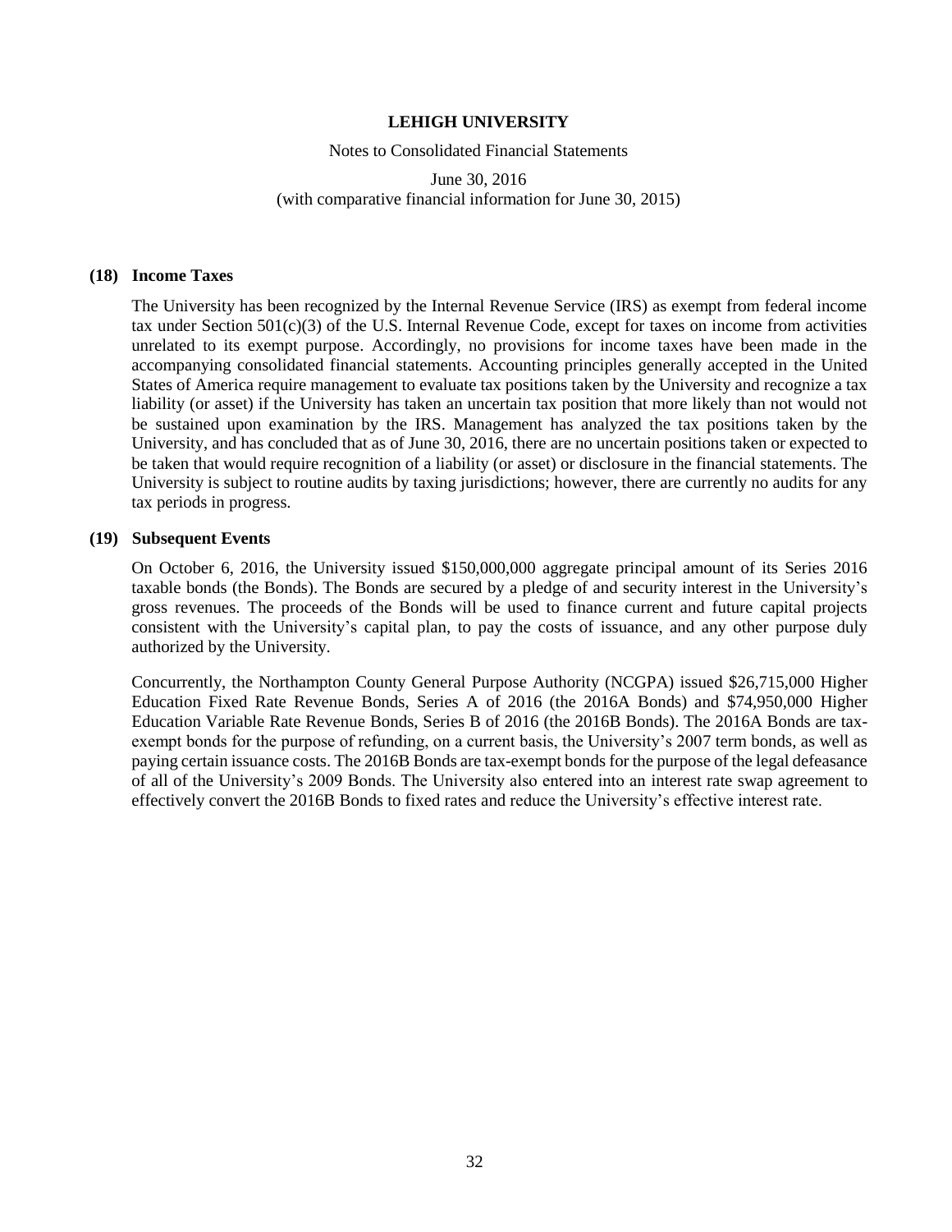**LEHIGH UNIVERSITY**

Notes to Consolidated Financial Statements

June 30, 2016
(with comparative financial information for June 30, 2015)

## (18) Income Taxes

The University has been recognized by the Internal Revenue Service (IRS) as exempt from federal income tax under Section 501(c)(3) of the U.S. Internal Revenue Code, except for taxes on income from activities unrelated to its exempt purpose. Accordingly, no provisions for income taxes have been made in the accompanying consolidated financial statements. Accounting principles generally accepted in the United States of America require management to evaluate tax positions taken by the University and recognize a tax liability (or asset) if the University has taken an uncertain tax position that more likely than not would not be sustained upon examination by the IRS. Management has analyzed the tax positions taken by the University, and has concluded that as of June 30, 2016, there are no uncertain positions taken or expected to be taken that would require recognition of a liability (or asset) or disclosure in the financial statements. The University is subject to routine audits by taxing jurisdictions; however, there are currently no audits for any tax periods in progress.

## (19) Subsequent Events

On October 6, 2016, the University issued $150,000,000 aggregate principal amount of its Series 2016 taxable bonds (the Bonds). The Bonds are secured by a pledge of and security interest in the University's gross revenues. The proceeds of the Bonds will be used to finance current and future capital projects consistent with the University's capital plan, to pay the costs of issuance, and any other purpose duly authorized by the University.

Concurrently, the Northampton County General Purpose Authority (NCGPA) issued $26,715,000 Higher Education Fixed Rate Revenue Bonds, Series A of 2016 (the 2016A Bonds) and $74,950,000 Higher Education Variable Rate Revenue Bonds, Series B of 2016 (the 2016B Bonds). The 2016A Bonds are tax-exempt bonds for the purpose of refunding, on a current basis, the University's 2007 term bonds, as well as paying certain issuance costs. The 2016B Bonds are tax-exempt bonds for the purpose of the legal defeasance of all of the University's 2009 Bonds. The University also entered into an interest rate swap agreement to effectively convert the 2016B Bonds to fixed rates and reduce the University's effective interest rate.